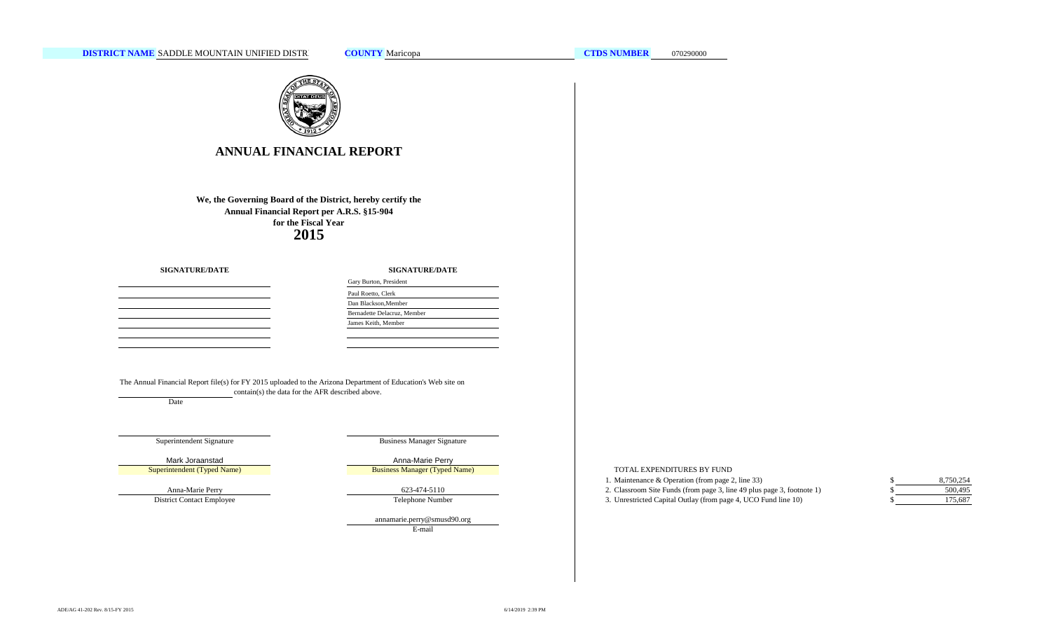**DISTRICT NAME** SADDLE MOUNTAIN UNIFIED DISTR **COUNTY** Maricopa **CTDS NUMBER** 070290000

# ANNUAL FINANCIAL REPORT

**We, the Governing Board of the District, hereby certify the Annual Financial Report per A.R.S. §15-904 for the Fiscal Year**

**2015**

| SIGNATURE/DATE | SIGNATURE/DATE |
|---|---|
| | Gary Burton, President |
| | Paul Roetto, Clerk |
| | Dan Blackson,Member |
| | Bernadette Delacruz, Member |
| | James Keith, Member |
| | |
| | |

The Annual Financial Report file(s) for FY 2015 uploaded to the Arizona Department of Education's Web site on \_\_\_\_\_\_\_\_\_\_ contain(s) the data for the AFR described above.

Date

| | |
|---|---|
| Superintendent Signature | Business Manager Signature |
| Mark Joraanstad | Anna-Marie Perry |
| Superintendent (Typed Name) | Business Manager (Typed Name) |
| Anna-Marie Perry | 623-474-5110 |
| District Contact Employee | Telephone Number |
| | annamarie.perry@smusd90.org |
| | E-mail |

TOTAL EXPENDITURES BY FUND

| | | |
|---|---|---|
| 1. Maintenance & Operation (from page 2, line 33) | $ | 8,750,254 |
| 2. Classroom Site Funds (from page 3, line 49 plus page 3, footnote 1) | $ | 500,495 |
| 3. Unrestricted Capital Outlay (from page 4, UCO Fund line 10) | $ | 175,687 |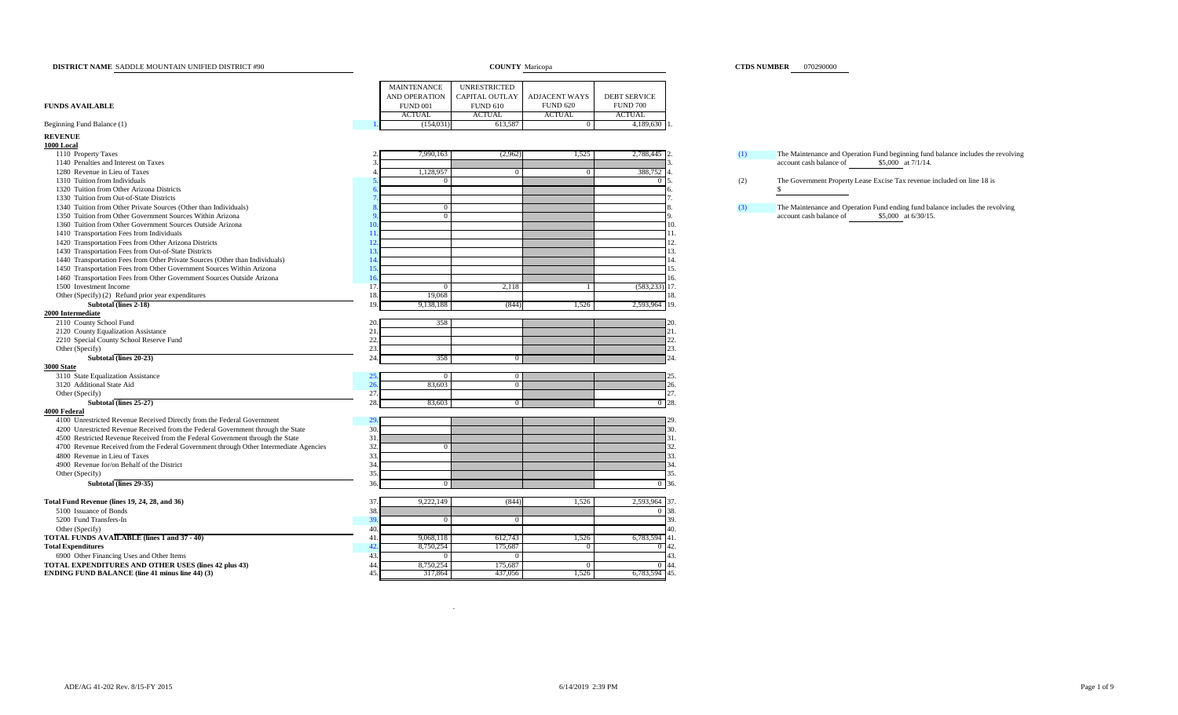**DISTRICT NAME** SADDLE MOUNTAIN UNIFIED DISTRICT #90 **COUNTY** Maricopa **CTDS NUMBER** 070290000

| FUNDS AVAILABLE | | MAINTENANCE AND OPERATION FUND 001 ACTUAL | UNRESTRICTED CAPITAL OUTLAY FUND 610 ACTUAL | ADJACENT WAYS FUND 620 ACTUAL | DEBT SERVICE FUND 700 ACTUAL | |
|---|---|---|---|---|---|---|
| Beginning Fund Balance (1) | 1. | (154,031) | 613,587 | 0 | 4,189,630 | 1. |
| **REVENUE** | | | | | | |
| **1000 Local** | | | | | | |
| 1110 Property Taxes | 2. | 7,990,163 | (2,962) | 1,525 | 2,788,445 | 2. |
| 1140 Penalties and Interest on Taxes | 3. | | | | | 3. |
| 1280 Revenue in Lieu of Taxes | 4. | 1,128,957 | 0 | 0 | 388,752 | 4. |
| 1310 Tuition from Individuals | 5. | 0 | | | 0 | 5. |
| 1320 Tuition from Other Arizona Districts | 6. | | | | | 6. |
| 1330 Tuition from Out-of-State Districts | 7. | | | | | 7. |
| 1340 Tuition from Other Private Sources (Other than Individuals) | 8. | 0 | | | | 8. |
| 1350 Tuition from Other Government Sources Within Arizona | 9. | 0 | | | | 9. |
| 1360 Tuition from Other Government Sources Outside Arizona | 10. | | | | | 10. |
| 1410 Transportation Fees from Individuals | 11. | | | | | 11. |
| 1420 Transportation Fees from Other Arizona Districts | 12. | | | | | 12. |
| 1430 Transportation Fees from Out-of-State Districts | 13. | | | | | 13. |
| 1440 Transportation Fees from Other Private Sources (Other than Individuals) | 14. | | | | | 14. |
| 1450 Transportation Fees from Other Government Sources Within Arizona | 15. | | | | | 15. |
| 1460 Transportation Fees from Other Government Sources Outside Arizona | 16. | | | | | 16. |
| 1500 Investment Income | 17. | 0 | 2,118 | 1 | (583,233) | 17. |
| Other (Specify) (2) Refund prior year expenditures | 18. | 19,068 | | | | 18. |
| **Subtotal (lines 2-18)** | 19. | 9,138,188 | (844) | 1,526 | 2,593,964 | 19. |
| **2000 Intermediate** | | | | | | |
| 2110 County School Fund | 20. | 358 | | | | 20. |
| 2120 County Equalization Assistance | 21. | | | | | 21. |
| 2210 Special County School Reserve Fund | 22. | | | | | 22. |
| Other (Specify) | 23. | | | | | 23. |
| **Subtotal (lines 20-23)** | 24. | 358 | 0 | | | 24. |
| **3000 State** | | | | | | |
| 3110 State Equalization Assistance | 25. | 0 | 0 | | | 25. |
| 3120 Additional State Aid | 26. | 83,603 | 0 | | | 26. |
| Other (Specify) | 27. | | | | | 27. |
| **Subtotal (lines 25-27)** | 28. | 83,603 | 0 | | 0 | 28. |
| **4000 Federal** | | | | | | |
| 4100 Unrestricted Revenue Received Directly from the Federal Government | 29. | | | | | 29. |
| 4200 Unrestricted Revenue Received from the Federal Government through the State | 30. | | | | | 30. |
| 4500 Restricted Revenue Received from the Federal Government through the State | 31. | | | | | 31. |
| 4700 Revenue Received from the Federal Government through Other Intermediate Agencies | 32. | 0 | | | | 32. |
| 4800 Revenue in Lieu of Taxes | 33. | | | | | 33. |
| 4900 Revenue for/on Behalf of the District | 34. | | | | | 34. |
| Other (Specify) | 35. | | | | | 35. |
| **Subtotal (lines 29-35)** | 36. | 0 | | | 0 | 36. |
| **Total Fund Revenue (lines 19, 24, 28, and 36)** | 37. | 9,222,149 | (844) | 1,526 | 2,593,964 | 37. |
| 5100 Issuance of Bonds | 38. | | | | 0 | 38. |
| 5200 Fund Transfers-In | 39. | 0 | 0 | | | 39. |
| Other (Specify) | 40. | | | | | 40. |
| **TOTAL FUNDS AVAILABLE (lines 1 and 37 - 40)** | 41. | 9,068,118 | 612,743 | 1,526 | 6,783,594 | 41. |
| **Total Expenditures** | 42. | 8,750,254 | 175,687 | 0 | 0 | 42. |
| 6900 Other Financing Uses and Other Items | 43. | 0 | 0 | | | 43. |
| **TOTAL EXPENDITURES AND OTHER USES (lines 42 plus 43)** | 44. | 8,750,254 | 175,687 | 0 | 0 | 44. |
| **ENDING FUND BALANCE (line 41 minus line 44) (3)** | 45. | 317,864 | 437,056 | 1,526 | 6,783,594 | 45. |

(1) The Maintenance and Operation Fund beginning fund balance includes the revolving account cash balance of $5,000 at 7/1/14.

(2) The Government Property Lease Excise Tax revenue included on line 18 is $

(3) The Maintenance and Operation Fund ending fund balance includes the revolving account cash balance of $5,000 at 6/30/15.

ADE/AG 41-202 Rev. 8/15-FY 2015 6/14/2019 2:39 PM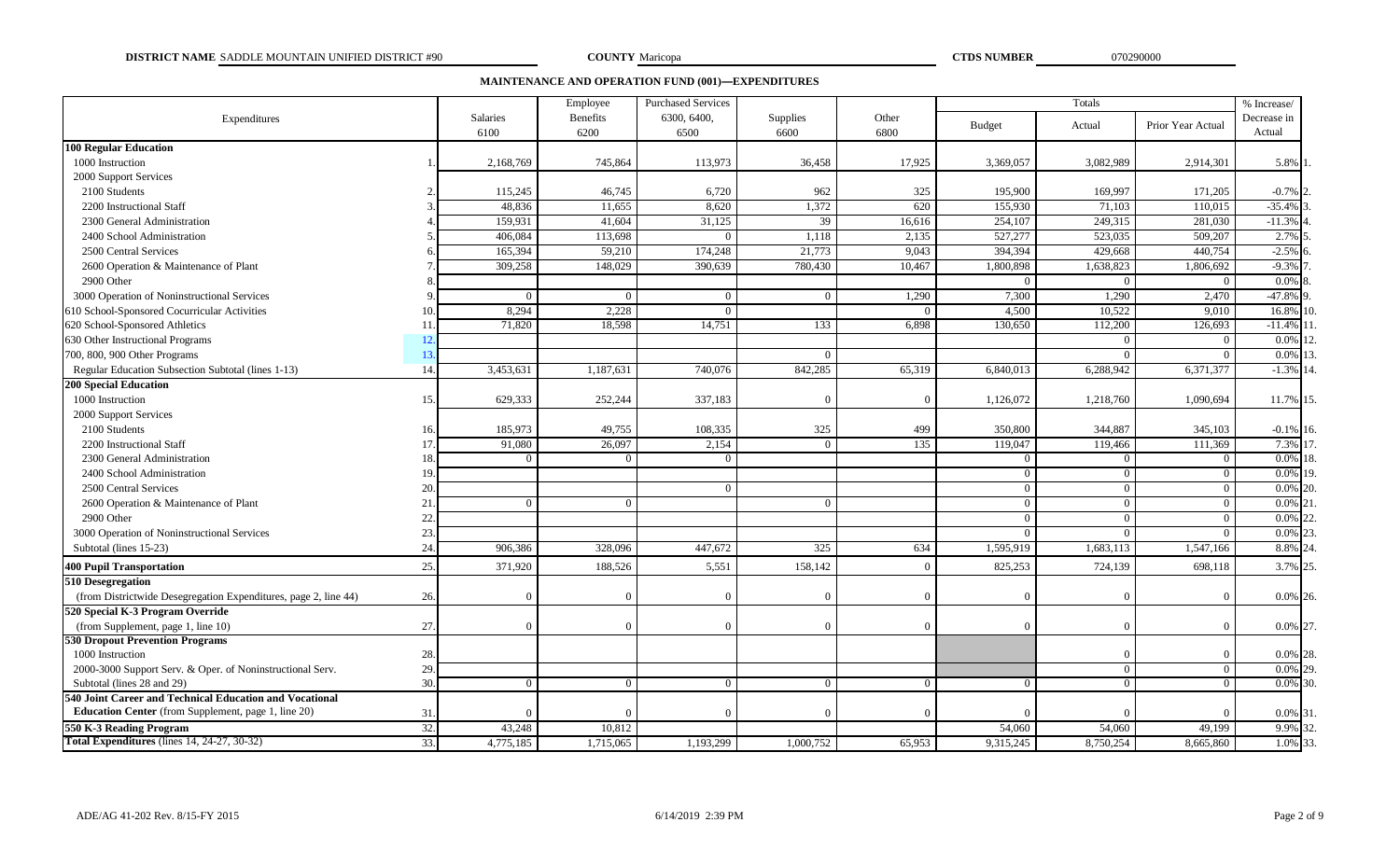**DISTRICT NAME** SADDLE MOUNTAIN UNIFIED DISTRICT #90 **COUNTY** Maricopa **CTDS NUMBER** 070290000

## MAINTENANCE AND OPERATION FUND (001)—EXPENDITURES

| Expenditures | | Salaries 6100 | Employee Benefits 6200 | Purchased Services 6300, 6400, 6500 | Supplies 6600 | Other 6800 | Totals Budget | Actual | Prior Year Actual | % Increase/ Decrease in Actual | |
|---|---|---|---|---|---|---|---|---|---|---|---|
| **100 Regular Education** | | | | | | | | | | | |
| 1000 Instruction | 1. | 2,168,769 | 745,864 | 113,973 | 36,458 | 17,925 | 3,369,057 | 3,082,989 | 2,914,301 | 5.8% | 1. |
| 2000 Support Services | | | | | | | | | | | |
| 2100 Students | 2. | 115,245 | 46,745 | 6,720 | 962 | 325 | 195,900 | 169,997 | 171,205 | -0.7% | 2. |
| 2200 Instructional Staff | 3. | 48,836 | 11,655 | 8,620 | 1,372 | 620 | 155,930 | 71,103 | 110,015 | -35.4% | 3. |
| 2300 General Administration | 4. | 159,931 | 41,604 | 31,125 | 39 | 16,616 | 254,107 | 249,315 | 281,030 | -11.3% | 4. |
| 2400 School Administration | 5. | 406,084 | 113,698 | 0 | 1,118 | 2,135 | 527,277 | 523,035 | 509,207 | 2.7% | 5. |
| 2500 Central Services | 6. | 165,394 | 59,210 | 174,248 | 21,773 | 9,043 | 394,394 | 429,668 | 440,754 | -2.5% | 6. |
| 2600 Operation & Maintenance of Plant | 7. | 309,258 | 148,029 | 390,639 | 780,430 | 10,467 | 1,800,898 | 1,638,823 | 1,806,692 | -9.3% | 7. |
| 2900 Other | 8. | | | | | | 0 | 0 | 0 | 0.0% | 8. |
| 3000 Operation of Noninstructional Services | 9. | 0 | 0 | 0 | 0 | 1,290 | 7,300 | 1,290 | 2,470 | -47.8% | 9. |
| 610 School-Sponsored Cocurricular Activities | 10. | 8,294 | 2,228 | 0 | | 0 | 4,500 | 10,522 | 9,010 | 16.8% | 10. |
| 620 School-Sponsored Athletics | 11. | 71,820 | 18,598 | 14,751 | 133 | 6,898 | 130,650 | 112,200 | 126,693 | -11.4% | 11. |
| 630 Other Instructional Programs | 12. | | | | | | | 0 | 0 | 0.0% | 12. |
| 700, 800, 900 Other Programs | 13. | | | | 0 | | | 0 | 0 | 0.0% | 13. |
| Regular Education Subsection Subtotal (lines 1-13) | 14. | 3,453,631 | 1,187,631 | 740,076 | 842,285 | 65,319 | 6,840,013 | 6,288,942 | 6,371,377 | -1.3% | 14. |
| **200 Special Education** | | | | | | | | | | | |
| 1000 Instruction | 15. | 629,333 | 252,244 | 337,183 | 0 | 0 | 1,126,072 | 1,218,760 | 1,090,694 | 11.7% | 15. |
| 2000 Support Services | | | | | | | | | | | |
| 2100 Students | 16. | 185,973 | 49,755 | 108,335 | 325 | 499 | 350,800 | 344,887 | 345,103 | -0.1% | 16. |
| 2200 Instructional Staff | 17. | 91,080 | 26,097 | 2,154 | 0 | 135 | 119,047 | 119,466 | 111,369 | 7.3% | 17. |
| 2300 General Administration | 18. | 0 | 0 | 0 | | | 0 | 0 | 0 | 0.0% | 18. |
| 2400 School Administration | 19. | | | | | | 0 | 0 | 0 | 0.0% | 19. |
| 2500 Central Services | 20. | | | 0 | | | 0 | 0 | 0 | 0.0% | 20. |
| 2600 Operation & Maintenance of Plant | 21. | 0 | 0 | | 0 | | 0 | 0 | 0 | 0.0% | 21. |
| 2900 Other | 22. | | | | | | 0 | 0 | 0 | 0.0% | 22. |
| 3000 Operation of Noninstructional Services | 23. | | | | | | 0 | 0 | 0 | 0.0% | 23. |
| Subtotal (lines 15-23) | 24. | 906,386 | 328,096 | 447,672 | 325 | 634 | 1,595,919 | 1,683,113 | 1,547,166 | 8.8% | 24. |
| **400 Pupil Transportation** | 25. | 371,920 | 188,526 | 5,551 | 158,142 | 0 | 825,253 | 724,139 | 698,118 | 3.7% | 25. |
| **510 Desegregation** | | | | | | | | | | | |
| (from Districtwide Desegregation Expenditures, page 2, line 44) | 26. | 0 | 0 | 0 | 0 | 0 | 0 | 0 | 0 | 0.0% | 26. |
| **520 Special K-3 Program Override** | | | | | | | | | | | |
| (from Supplement, page 1, line 10) | 27. | 0 | 0 | 0 | 0 | 0 | 0 | 0 | 0 | 0.0% | 27. |
| **530 Dropout Prevention Programs** | | | | | | | | | | | |
| 1000 Instruction | 28. | | | | | | | 0 | 0 | 0.0% | 28. |
| 2000-3000 Support Serv. & Oper. of Noninstructional Serv. | 29. | | | | | | | 0 | 0 | 0.0% | 29. |
| Subtotal (lines 28 and 29) | 30. | 0 | 0 | 0 | 0 | 0 | 0 | 0 | 0 | 0.0% | 30. |
| **540 Joint Career and Technical Education and Vocational Education Center** (from Supplement, page 1, line 20) | 31. | 0 | 0 | 0 | 0 | 0 | 0 | 0 | 0 | 0.0% | 31. |
| **550 K-3 Reading Program** | 32. | 43,248 | 10,812 | | | | 54,060 | 54,060 | 49,199 | 9.9% | 32. |
| **Total Expenditures** (lines 14, 24-27, 30-32) | 33. | 4,775,185 | 1,715,065 | 1,193,299 | 1,000,752 | 65,953 | 9,315,245 | 8,750,254 | 8,665,860 | 1.0% | 33. |

ADE/AG 41-202 Rev. 8/15-FY 2015 6/14/2019 2:39 PM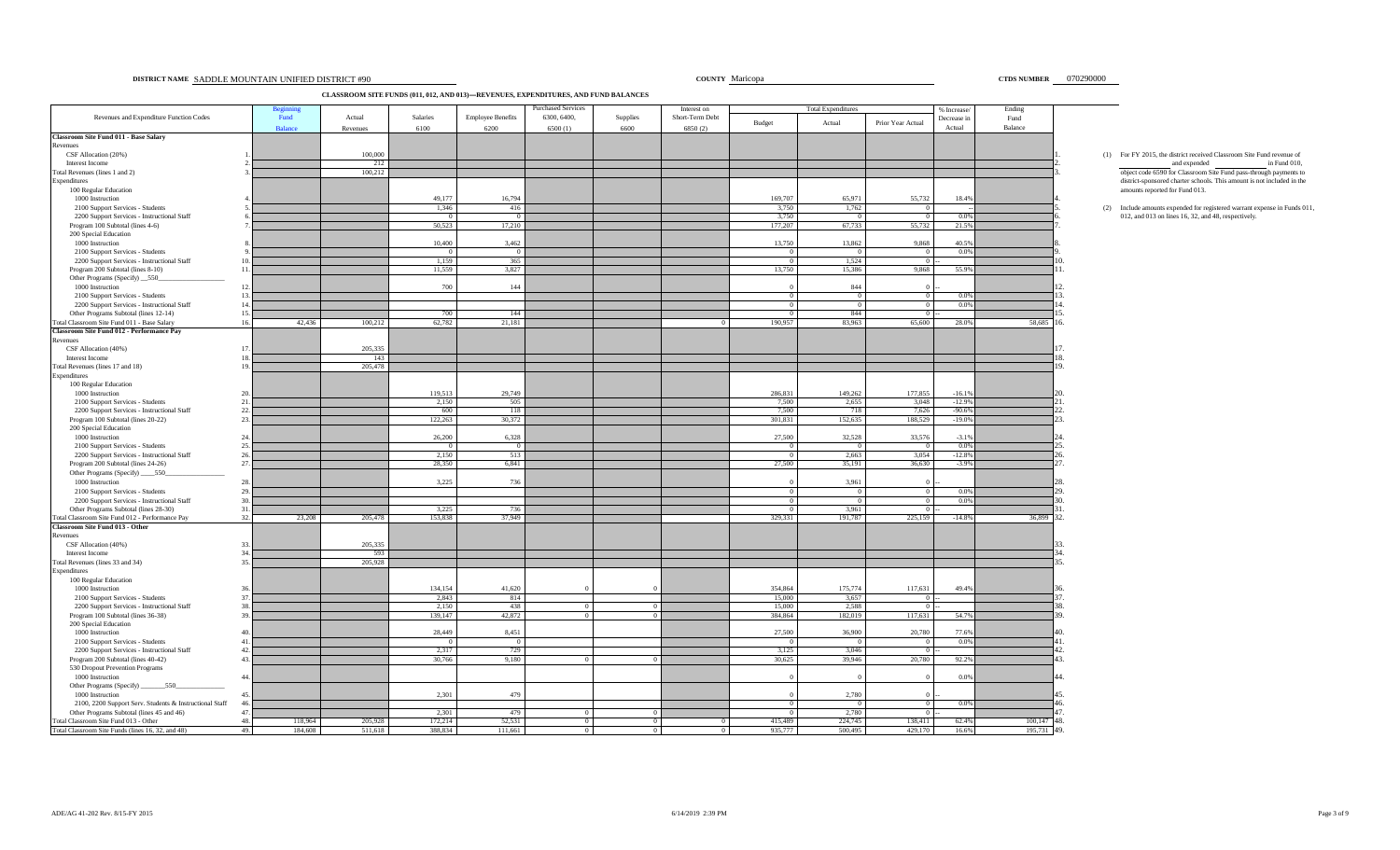**DISTRICT NAME** SADDLE MOUNTAIN UNIFIED DISTRICT #90 **COUNTY** Maricopa **CTDS NUMBER** 070290000

## CLASSROOM SITE FUNDS (011, 012, AND 013)—REVENUES, EXPENDITURES, AND FUND BALANCES

| Revenues and Expenditure Function Codes | | Beginning Fund Balance | Actual Revenues | Salaries 6100 | Employee Benefits 6200 | Purchased Services 6300, 6400, 6500 (1) | Supplies 6600 | Interest on Short-Term Debt 6850 (2) | Total Expenditures Budget | Total Expenditures Actual | Total Expenditures Prior Year Actual | % Increase/ Decrease in Actual | Ending Fund Balance | |
|---|---|---|---|---|---|---|---|---|---|---|---|---|---|---|
| **Classroom Site Fund 011 - Base Salary** | | | | | | | | | | | | | | |
| Revenues | | | | | | | | | | | | | | |
| CSF Allocation (20%) | 1. | | 100,000 | | | | | | | | | | | 1. |
| Interest Income | 2. | | 212 | | | | | | | | | | | 2. |
| Total Revenues (lines 1 and 2) | 3. | | 100,212 | | | | | | | | | | | 3. |
| Expenditures | | | | | | | | | | | | | | |
| 100 Regular Education | | | | | | | | | | | | | | |
| 1000 Instruction | 4. | | | 49,177 | 16,794 | | | | 169,707 | 65,971 | 55,732 | 18.4% | | 4. |
| 2100 Support Services - Students | 5. | | | 1,346 | 416 | | | | 3,750 | 1,762 | 0 | -- | | 5. |
| 2200 Support Services - Instructional Staff | 6. | | | 0 | 0 | | | | 3,750 | 0 | 0 | 0.0% | | 6. |
| Program 100 Subtotal (lines 4-6) | 7. | | | 50,523 | 17,210 | | | | 177,207 | 67,733 | 55,732 | 21.5% | | 7. |
| 200 Special Education | | | | | | | | | | | | | | |
| 1000 Instruction | 8. | | | 10,400 | 3,462 | | | | 13,750 | 13,862 | 9,868 | 40.5% | | 8. |
| 2100 Support Services - Students | 9. | | | 0 | 0 | | | | 0 | 0 | 0 | 0.0% | | 9. |
| 2200 Support Services - Instructional Staff | 10. | | | 1,159 | 365 | | | | 0 | 1,524 | 0 | -- | | 10. |
| Program 200 Subtotal (lines 8-10) | 11. | | | 11,559 | 3,827 | | | | 13,750 | 15,386 | 9,868 | 55.9% | | 11. |
| Other Programs (Specify) __550__ | | | | | | | | | | | | | | |
| 1000 Instruction | 12. | | | 700 | 144 | | | | 0 | 844 | 0 | -- | | 12. |
| 2100 Support Services - Students | 13. | | | | | | | | 0 | 0 | 0 | 0.0% | | 13. |
| 2200 Support Services - Instructional Staff | 14. | | | | | | | | 0 | 0 | 0 | 0.0% | | 14. |
| Other Programs Subtotal (lines 12-14) | 15. | | | 700 | 144 | | | | 0 | 844 | 0 | -- | | 15. |
| Total Classroom Site Fund 011 - Base Salary | 16. | 42,436 | 100,212 | 62,782 | 21,181 | | | 0 | 190,957 | 83,963 | 65,600 | 28.0% | 58,685 | 16. |
| **Classroom Site Fund 012 - Performance Pay** | | | | | | | | | | | | | | |
| Revenues | | | | | | | | | | | | | | |
| CSF Allocation (40%) | 17. | | 205,335 | | | | | | | | | | | 17. |
| Interest Income | 18. | | 143 | | | | | | | | | | | 18. |
| Total Revenues (lines 17 and 18) | 19. | | 205,478 | | | | | | | | | | | 19. |
| Expenditures | | | | | | | | | | | | | | |
| 100 Regular Education | | | | | | | | | | | | | | |
| 1000 Instruction | 20. | | | 119,513 | 29,749 | | | | 286,831 | 149,262 | 177,855 | -16.1% | | 20. |
| 2100 Support Services - Students | 21. | | | 2,150 | 505 | | | | 7,500 | 2,655 | 3,048 | -12.9% | | 21. |
| 2200 Support Services - Instructional Staff | 22. | | | 600 | 118 | | | | 7,500 | 718 | 7,626 | -90.6% | | 22. |
| Program 100 Subtotal (lines 20-22) | 23. | | | 122,263 | 30,372 | | | | 301,831 | 152,635 | 188,529 | -19.0% | | 23. |
| 200 Special Education | | | | | | | | | | | | | | |
| 1000 Instruction | 24. | | | 26,200 | 6,328 | | | | 27,500 | 32,528 | 33,576 | -3.1% | | 24. |
| 2100 Support Services - Students | 25. | | | 0 | 0 | | | | 0 | 0 | 0 | 0.0% | | 25. |
| 2200 Support Services - Instructional Staff | 26. | | | 2,150 | 513 | | | | 0 | 2,663 | 3,054 | -12.8% | | 26. |
| Program 200 Subtotal (lines 24-26) | 27. | | | 28,350 | 6,841 | | | | 27,500 | 35,191 | 36,630 | -3.9% | | 27. |
| Other Programs (Specify) ____550____ | | | | | | | | | | | | | | |
| 1000 Instruction | 28. | | | 3,225 | 736 | | | | 0 | 3,961 | 0 | -- | | 28. |
| 2100 Support Services - Students | 29. | | | | | | | | 0 | 0 | 0 | 0.0% | | 29. |
| 2200 Support Services - Instructional Staff | 30. | | | | | | | | 0 | 0 | 0 | 0.0% | | 30. |
| Other Programs Subtotal (lines 28-30) | 31. | | | 3,225 | 736 | | | | 0 | 3,961 | 0 | -- | | 31. |
| Total Classroom Site Fund 012 - Performance Pay | 32. | 23,208 | 205,478 | 153,838 | 37,949 | | | | 329,331 | 191,787 | 225,159 | -14.8% | 36,899 | 32. |
| **Classroom Site Fund 013 - Other** | | | | | | | | | | | | | | |
| Revenues | | | | | | | | | | | | | | |
| CSF Allocation (40%) | 33. | | 205,335 | | | | | | | | | | | 33. |
| Interest Income | 34. | | 593 | | | | | | | | | | | 34. |
| Total Revenues (lines 33 and 34) | 35. | | 205,928 | | | | | | | | | | | 35. |
| Expenditures | | | | | | | | | | | | | | |
| 100 Regular Education | | | | | | | | | | | | | | |
| 1000 Instruction | 36. | | | 134,154 | 41,620 | 0 | 0 | | 354,864 | 175,774 | 117,631 | 49.4% | | 36. |
| 2100 Support Services - Students | 37. | | | 2,843 | 814 | | | | 15,000 | 3,657 | 0 | -- | | 37. |
| 2200 Support Services - Instructional Staff | 38. | | | 2,150 | 438 | 0 | 0 | | 15,000 | 2,588 | 0 | -- | | 38. |
| Program 100 Subtotal (lines 36-38) | 39. | | | 139,147 | 42,872 | 0 | 0 | | 384,864 | 182,019 | 117,631 | 54.7% | | 39. |
| 200 Special Education | | | | | | | | | | | | | | |
| 1000 Instruction | 40. | | | 28,449 | 8,451 | | | | 27,500 | 36,900 | 20,780 | 77.6% | | 40. |
| 2100 Support Services - Students | 41. | | | 0 | 0 | | | | 0 | 0 | 0 | 0.0% | | 41. |
| 2200 Support Services - Instructional Staff | 42. | | | 2,317 | 729 | | | | 3,125 | 3,046 | 0 | -- | | 42. |
| Program 200 Subtotal (lines 40-42) | 43. | | | 30,766 | 9,180 | 0 | 0 | | 30,625 | 39,946 | 20,780 | 92.2% | | 43. |
| 530 Dropout Prevention Programs | | | | | | | | | | | | | | |
| 1000 Instruction | 44. | | | | | | | | 0 | 0 | 0 | 0.0% | | 44. |
| Other Programs (Specify) _______550_______ | | | | | | | | | | | | | | |
| 1000 Instruction | 45. | | | 2,301 | 479 | | | | 0 | 2,780 | 0 | -- | | 45. |
| 2100, 2200 Support Serv. Students & Instructional Staff | 46. | | | | | | | | 0 | 0 | 0 | 0.0% | | 46. |
| Other Programs Subtotal (lines 45 and 46) | 47. | | | 2,301 | 479 | 0 | 0 | | 0 | 2,780 | 0 | -- | | 47. |
| Total Classroom Site Fund 013 - Other | 48. | 118,964 | 205,928 | 172,214 | 52,531 | 0 | 0 | 0 | 415,489 | 224,745 | 138,411 | 62.4% | 100,147 | 48. |
| Total Classroom Site Funds (lines 16, 32, and 48) | 49. | 184,608 | 511,618 | 388,834 | 111,661 | 0 | 0 | 0 | 935,777 | 500,495 | 429,170 | 16.6% | 195,731 | 49. |

(1) For FY 2015, the district received Classroom Site Fund revenue of ____________ and expended ____________ in Fund 010, object code 6590 for Classroom Site Fund pass-through payments to district-sponsored charter schools. This amount is not included in the amounts reported for Fund 013.

(2) Include amounts expended for registered warrant expense in Funds 011, 012, and 013 on lines 16, 32, and 48, respectively.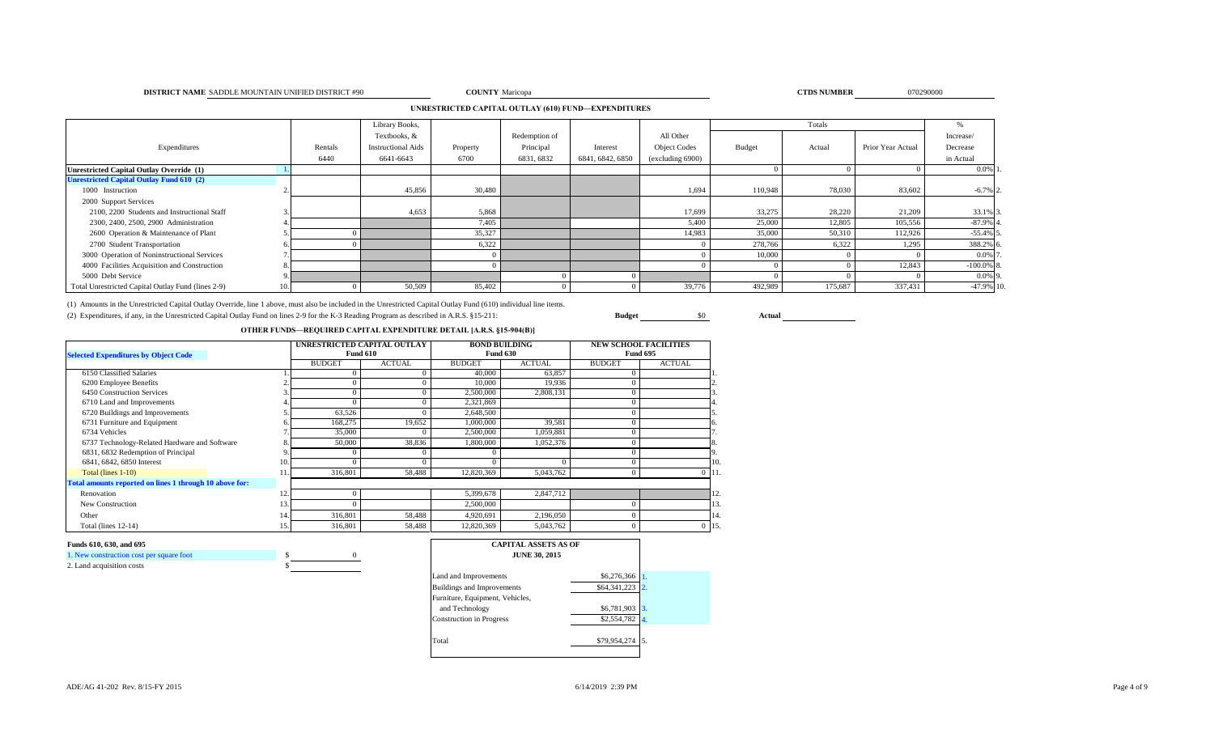**DISTRICT NAME** SADDLE MOUNTAIN UNIFIED DISTRICT #90 **COUNTY** Maricopa **CTDS NUMBER** 070290000

## UNRESTRICTED CAPITAL OUTLAY (610) FUND—EXPENDITURES

| Expenditures | | Rentals 6440 | Library Books, Textbooks, & Instructional Aids 6641-6643 | Property 6700 | Redemption of Principal 6831, 6832 | Interest 6841, 6842, 6850 | All Other Object Codes (excluding 6900) | Totals Budget | Actual | Prior Year Actual | % Increase/ Decrease in Actual | |
|---|---|---|---|---|---|---|---|---|---|---|---|---|
| **Unrestricted Capital Outlay Override (1)** | 1. | | | | | | | 0 | 0 | 0 | 0.0% | 1. |
| **Unrestricted Capital Outlay Fund 610 (2)** | | | | | | | | | | | | |
| 1000 Instruction | 2. | | 45,856 | 30,480 | | | 1,694 | 110,948 | 78,030 | 83,602 | -6.7% | 2. |
| 2000 Support Services | | | | | | | | | | | | |
| 2100, 2200 Students and Instructional Staff | 3. | | 4,653 | 5,868 | | | 17,699 | 33,275 | 28,220 | 21,209 | 33.1% | 3. |
| 2300, 2400, 2500, 2900 Administration | 4. | | | 7,405 | | | 5,400 | 25,000 | 12,805 | 105,556 | -87.9% | 4. |
| 2600 Operation & Maintenance of Plant | 5. | 0 | | 35,327 | | | 14,983 | 35,000 | 50,310 | 112,926 | -55.4% | 5. |
| 2700 Student Transportation | 6. | 0 | | 6,322 | | | 0 | 278,766 | 6,322 | 1,295 | 388.2% | 6. |
| 3000 Operation of Noninstructional Services | 7. | | | 0 | | | 0 | 10,000 | 0 | 0 | 0.0% | 7. |
| 4000 Facilities Acquisition and Construction | 8. | | | 0 | | | 0 | 0 | 0 | 12,843 | -100.0% | 8. |
| 5000 Debt Service | 9. | | | | 0 | 0 | | 0 | 0 | 0 | 0.0% | 9. |
| Total Unrestricted Capital Outlay Fund (lines 2-9) | 10. | 0 | 50,509 | 85,402 | 0 | 0 | 39,776 | 492,989 | 175,687 | 337,431 | -47.9% | 10. |

(1) Amounts in the Unrestricted Capital Outlay Override, line 1 above, must also be included in the Unrestricted Capital Outlay Fund (610) individual line items.

(2) Expenditures, if any, in the Unrestricted Capital Outlay Fund on lines 2-9 for the K-3 Reading Program as described in A.R.S. §15-211: **Budget** $0 **Actual**

## OTHER FUNDS—REQUIRED CAPITAL EXPENDITURE DETAIL [A.R.S. §15-904(B)]

| Selected Expenditures by Object Code | | UNRESTRICTED CAPITAL OUTLAY Fund 610 | | BOND BUILDING Fund 630 | | NEW SCHOOL FACILITIES Fund 695 | | |
|---|---|---|---|---|---|---|---|---|
| | | BUDGET | ACTUAL | BUDGET | ACTUAL | BUDGET | ACTUAL | |
| 6150 Classified Salaries | 1. | 0 | 0 | 40,000 | 63,857 | 0 | | 1. |
| 6200 Employee Benefits | 2. | 0 | 0 | 10,000 | 19,936 | 0 | | 2. |
| 6450 Construction Services | 3. | 0 | 0 | 2,500,000 | 2,808,131 | 0 | | 3. |
| 6710 Land and Improvements | 4. | 0 | 0 | 2,321,869 | | 0 | | 4. |
| 6720 Buildings and Improvements | 5. | 63,526 | 0 | 2,648,500 | | 0 | | 5. |
| 6731 Furniture and Equipment | 6. | 168,275 | 19,652 | 1,000,000 | 39,581 | 0 | | 6. |
| 6734 Vehicles | 7. | 35,000 | 0 | 2,500,000 | 1,059,881 | 0 | | 7. |
| 6737 Technology-Related Hardware and Software | 8. | 50,000 | 38,836 | 1,800,000 | 1,052,376 | 0 | | 8. |
| 6831, 6832 Redemption of Principal | 9. | 0 | 0 | 0 | | 0 | | 9. |
| 6841, 6842, 6850 Interest | 10. | 0 | 0 | 0 | 0 | 0 | | 10. |
| Total (lines 1-10) | 11. | 316,801 | 58,488 | 12,820,369 | 5,043,762 | 0 | 0 | 11. |
| **Total amounts reported on lines 1 through 10 above for:** | | | | | | | | |
| Renovation | 12. | 0 | | 5,399,678 | 2,847,712 | | | 12. |
| New Construction | 13. | 0 | | 2,500,000 | | 0 | | 13. |
| Other | 14. | 316,801 | 58,488 | 4,920,691 | 2,196,050 | 0 | | 14. |
| Total (lines 12-14) | 15. | 316,801 | 58,488 | 12,820,369 | 5,043,762 | 0 | 0 | 15. |

**Funds 610, 630, and 695**

1. New construction cost per square foot $ 0
2. Land acquisition costs $

| CAPITAL ASSETS AS OF JUNE 30, 2015 | | |
|---|---|---|
| Land and Improvements | $6,276,366 | 1. |
| Buildings and Improvements | $64,341,223 | 2. |
| Furniture, Equipment, Vehicles, and Technology | $6,781,903 | 3. |
| Construction in Progress | $2,554,782 | 4. |
| Total | $79,954,274 | 5. |

ADE/AG 41-202 Rev. 8/15-FY 2015 6/14/2019 2:39 PM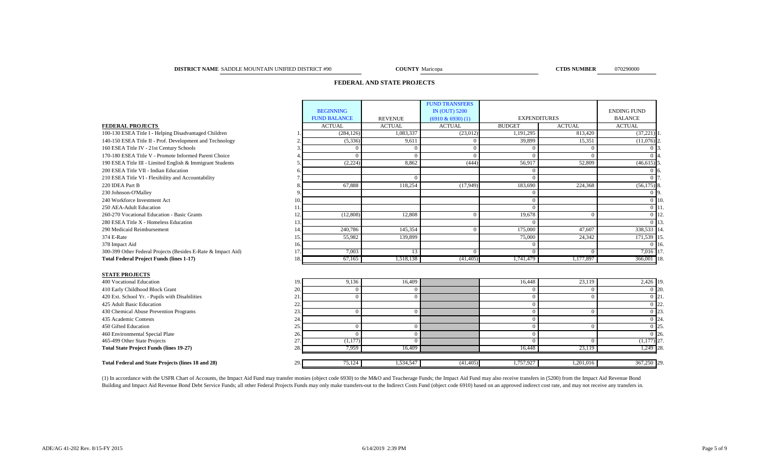**DISTRICT NAME** SADDLE MOUNTAIN UNIFIED DISTRICT #90 **COUNTY** Maricopa **CTDS NUMBER** 070290000

## FEDERAL AND STATE PROJECTS

| | | BEGINNING FUND BALANCE | REVENUE | FUND TRANSFERS IN (OUT) 5200 (6910 & 6930) (1) | EXPENDITURES | | ENDING FUND BALANCE | |
|---|---|---|---|---|---|---|---|---|
| **FEDERAL PROJECTS** | | ACTUAL | ACTUAL | ACTUAL | BUDGET | ACTUAL | ACTUAL | |
| 100-130 ESEA Title I - Helping Disadvantaged Children | 1. | (284,126) | 1,083,337 | (23,012) | 1,191,295 | 813,420 | (37,221) | 1. |
| 140-150 ESEA Title II - Prof. Development and Technology | 2. | (5,336) | 9,611 | 0 | 39,899 | 15,351 | (11,076) | 2. |
| 160 ESEA Title IV - 21st Century Schools | 3. | 0 | 0 | 0 | 0 | 0 | 0 | 3. |
| 170-180 ESEA Title V - Promote Informed Parent Choice | 4. | 0 | 0 | 0 | 0 | 0 | 0 | 4. |
| 190 ESEA Title III - Limited English & Immigrant Students | 5. | (2,224) | 8,862 | (444) | 56,917 | 52,809 | (46,615) | 5. |
| 200 ESEA Title VII - Indian Education | 6. | | | | 0 | | 0 | 6. |
| 210 ESEA Title VI - Flexibility and Accountability | 7. | | 0 | | 0 | | 0 | 7. |
| 220 IDEA Part B | 8. | 67,888 | 118,254 | (17,949) | 183,690 | 224,368 | (56,175) | 8. |
| 230 Johnson-O'Malley | 9. | | | | 0 | | 0 | 9. |
| 240 Workforce Investment Act | 10. | | | | 0 | | 0 | 10. |
| 250 AEA-Adult Education | 11. | | | | 0 | | 0 | 11. |
| 260-270 Vocational Education - Basic Grants | 12. | (12,808) | 12,808 | 0 | 19,678 | 0 | 0 | 12. |
| 280 ESEA Title X - Homeless Education | 13. | | | | 0 | | 0 | 13. |
| 290 Medicaid Reimbursement | 14. | 240,786 | 145,354 | 0 | 175,000 | 47,607 | 338,533 | 14. |
| 374 E-Rate | 15. | 55,982 | 139,899 | | 75,000 | 24,342 | 171,539 | 15. |
| 378 Impact Aid | 16. | | | | 0 | | 0 | 16. |
| 300-399 Other Federal Projects (Besides E-Rate & Impact Aid) | 17. | 7,003 | 13 | 0 | 0 | 0 | 7,016 | 17. |
| **Total Federal Project Funds (lines 1-17)** | 18. | 67,165 | 1,518,138 | (41,405) | 1,741,479 | 1,177,897 | 366,001 | 18. |
| **STATE PROJECTS** | | | | | | | | |
| 400 Vocational Education | 19. | 9,136 | 16,409 | | 16,448 | 23,119 | 2,426 | 19. |
| 410 Early Childhood Block Grant | 20. | 0 | 0 | | 0 | 0 | 0 | 20. |
| 420 Ext. School Yr. - Pupils with Disabilities | 21. | 0 | 0 | | 0 | 0 | 0 | 21. |
| 425 Adult Basic Education | 22. | | | | 0 | | 0 | 22. |
| 430 Chemical Abuse Prevention Programs | 23. | 0 | 0 | | 0 | 0 | 0 | 23. |
| 435 Academic Contests | 24. | | | | 0 | | 0 | 24. |
| 450 Gifted Education | 25. | 0 | 0 | | 0 | 0 | 0 | 25. |
| 460 Environmental Special Plate | 26. | 0 | 0 | | 0 | | 0 | 26. |
| 465-499 Other State Projects | 27. | (1,177) | 0 | | 0 | 0 | (1,177) | 27. |
| **Total State Project Funds (lines 19-27)** | 28. | 7,959 | 16,409 | | 16,448 | 23,119 | 1,249 | 28. |
| **Total Federal and State Projects (lines 18 and 28)** | 29. | 75,124 | 1,534,547 | (41,405) | 1,757,927 | 1,201,016 | 367,250 | 29. |

(1) In accordance with the USFR Chart of Accounts, the Impact Aid Fund may transfer monies (object code 6930) to the M&O and Teacherage Funds; the Impact Aid Fund may also receive transfers in (5200) from the Impact Aid Revenue Bond Building and Impact Aid Revenue Bond Debt Service Funds; all other Federal Projects Funds may only make transfers-out to the Indirect Costs Fund (object code 6910) based on an approved indirect cost rate, and may not receive any transfers in.

ADE/AG 41-202 Rev. 8/15-FY 2015 6/14/2019 2:39 PM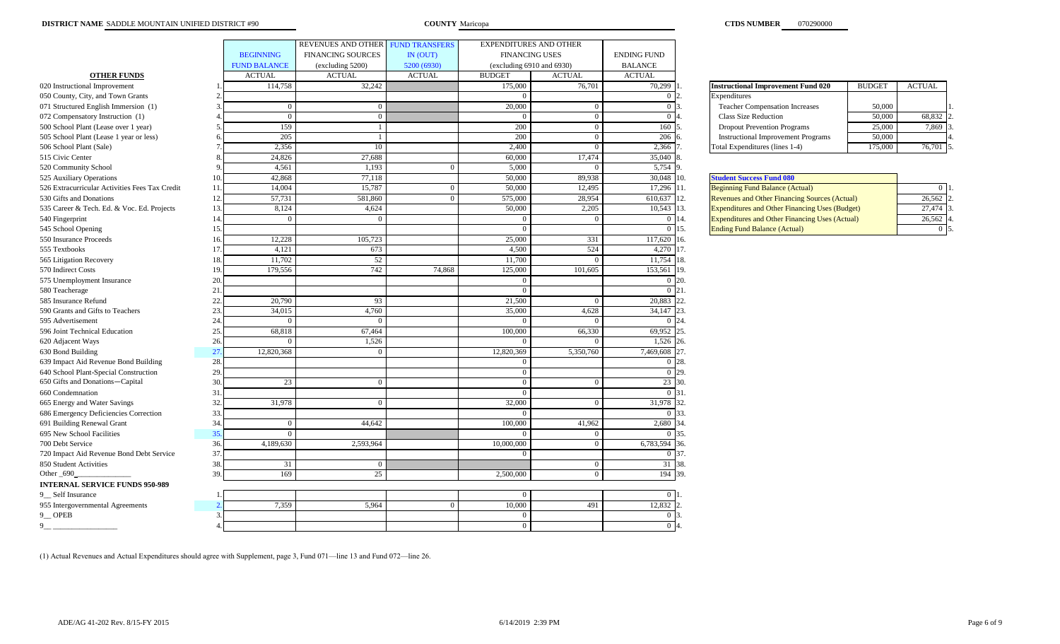**DISTRICT NAME** SADDLE MOUNTAIN UNIFIED DISTRICT #90 **COUNTY** Maricopa **CTDS NUMBER** 070290000

| OTHER FUNDS | | BEGINNING FUND BALANCE | REVENUES AND OTHER FINANCING SOURCES (excluding 5200) | FUND TRANSFERS IN (OUT) 5200 (6930) | EXPENDITURES AND OTHER FINANCING USES (excluding 6910 and 6930) | | ENDING FUND BALANCE | |
|---|---|---|---|---|---|---|---|---|
| | | ACTUAL | ACTUAL | ACTUAL | BUDGET | ACTUAL | ACTUAL | |
| 020 Instructional Improvement | 1. | 114,758 | 32,242 | | 175,000 | 76,701 | 70,299 | 1. |
| 050 County, City, and Town Grants | 2. | | | | 0 | | 0 | 2. |
| 071 Structured English Immersion (1) | 3. | 0 | 0 | | 20,000 | 0 | 0 | 3. |
| 072 Compensatory Instruction (1) | 4. | 0 | 0 | | 0 | 0 | 0 | 4. |
| 500 School Plant (Lease over 1 year) | 5. | 159 | 1 | | 200 | 0 | 160 | 5. |
| 505 School Plant (Lease 1 year or less) | 6. | 205 | 1 | | 200 | 0 | 206 | 6. |
| 506 School Plant (Sale) | 7. | 2,356 | 10 | | 2,400 | 0 | 2,366 | 7. |
| 515 Civic Center | 8. | 24,826 | 27,688 | | 60,000 | 17,474 | 35,040 | 8. |
| 520 Community School | 9. | 4,561 | 1,193 | 0 | 5,000 | 0 | 5,754 | 9. |
| 525 Auxiliary Operations | 10. | 42,868 | 77,118 | | 50,000 | 89,938 | 30,048 | 10. |
| 526 Extracurricular Activities Fees Tax Credit | 11. | 14,004 | 15,787 | 0 | 50,000 | 12,495 | 17,296 | 11. |
| 530 Gifts and Donations | 12. | 57,731 | 581,860 | 0 | 575,000 | 28,954 | 610,637 | 12. |
| 535 Career & Tech. Ed. & Voc. Ed. Projects | 13. | 8,124 | 4,624 | | 50,000 | 2,205 | 10,543 | 13. |
| 540 Fingerprint | 14. | 0 | 0 | | 0 | 0 | 0 | 14. |
| 545 School Opening | 15. | | | | 0 | | 0 | 15. |
| 550 Insurance Proceeds | 16. | 12,228 | 105,723 | | 25,000 | 331 | 117,620 | 16. |
| 555 Textbooks | 17. | 4,121 | 673 | | 4,500 | 524 | 4,270 | 17. |
| 565 Litigation Recovery | 18. | 11,702 | 52 | | 11,700 | 0 | 11,754 | 18. |
| 570 Indirect Costs | 19. | 179,556 | 742 | 74,868 | 125,000 | 101,605 | 153,561 | 19. |
| 575 Unemployment Insurance | 20. | | | | 0 | | 0 | 20. |
| 580 Teacherage | 21. | | | | 0 | | 0 | 21. |
| 585 Insurance Refund | 22. | 20,790 | 93 | | 21,500 | 0 | 20,883 | 22. |
| 590 Grants and Gifts to Teachers | 23. | 34,015 | 4,760 | | 35,000 | 4,628 | 34,147 | 23. |
| 595 Advertisement | 24. | 0 | 0 | | 0 | 0 | 0 | 24. |
| 596 Joint Technical Education | 25. | 68,818 | 67,464 | | 100,000 | 66,330 | 69,952 | 25. |
| 620 Adjacent Ways | 26. | 0 | 1,526 | | 0 | 0 | 1,526 | 26. |
| 630 Bond Building | 27. | 12,820,368 | 0 | | 12,820,369 | 5,350,760 | 7,469,608 | 27. |
| 639 Impact Aid Revenue Bond Building | 28. | | | | 0 | | 0 | 28. |
| 640 School Plant-Special Construction | 29. | | | | 0 | | 0 | 29. |
| 650 Gifts and Donations—Capital | 30. | 23 | 0 | | 0 | 0 | 23 | 30. |
| 660 Condemnation | 31. | | | | 0 | | 0 | 31. |
| 665 Energy and Water Savings | 32. | 31,978 | 0 | | 32,000 | 0 | 31,978 | 32. |
| 686 Emergency Deficiencies Correction | 33. | | | | 0 | | 0 | 33. |
| 691 Building Renewal Grant | 34. | 0 | 44,642 | | 100,000 | 41,962 | 2,680 | 34. |
| 695 New School Facilities | 35. | 0 | | | 0 | 0 | 0 | 35. |
| 700 Debt Service | 36. | 4,189,630 | 2,593,964 | | 10,000,000 | 0 | 6,783,594 | 36. |
| 720 Impact Aid Revenue Bond Debt Service | 37. | | | | 0 | | 0 | 37. |
| 850 Student Activities | 38. | 31 | 0 | | | 0 | 31 | 38. |
| Other _690_ | 39. | 169 | 25 | | 2,500,000 | 0 | 194 | 39. |
| **INTERNAL SERVICE FUNDS 950-989** | | | | | | | | |
| 9__ Self Insurance | 1. | | | | 0 | | 0 | 1. |
| 955 Intergovernmental Agreements | 2. | 7,359 | 5,964 | 0 | 10,000 | 491 | 12,832 | 2. |
| 9__ OPEB | 3. | | | | 0 | | 0 | 3. |
| 9__ | 4. | | | | 0 | | 0 | 4. |

| Instructional Improvement Fund 020 | BUDGET | ACTUAL | |
|---|---|---|---|
| Expenditures | | | |
| Teacher Compensation Increases | 50,000 | | 1. |
| Class Size Reduction | 50,000 | 68,832 | 2. |
| Dropout Prevention Programs | 25,000 | 7,869 | 3. |
| Instructional Improvement Programs | 50,000 | | 4. |
| Total Expenditures (lines 1-4) | 175,000 | 76,701 | 5. |

| Student Success Fund 080 | | |
|---|---|---|
| Beginning Fund Balance (Actual) | 0 | 1. |
| Revenues and Other Financing Sources (Actual) | 26,562 | 2. |
| Expenditures and Other Financing Uses (Budget) | 27,474 | 3. |
| Expenditures and Other Financing Uses (Actual) | 26,562 | 4. |
| Ending Fund Balance (Actual) | 0 | 5. |

(1) Actual Revenues and Actual Expenditures should agree with Supplement, page 3, Fund 071—line 13 and Fund 072—line 26.

ADE/AG 41-202 Rev. 8/15-FY 2015 6/14/2019 2:39 PM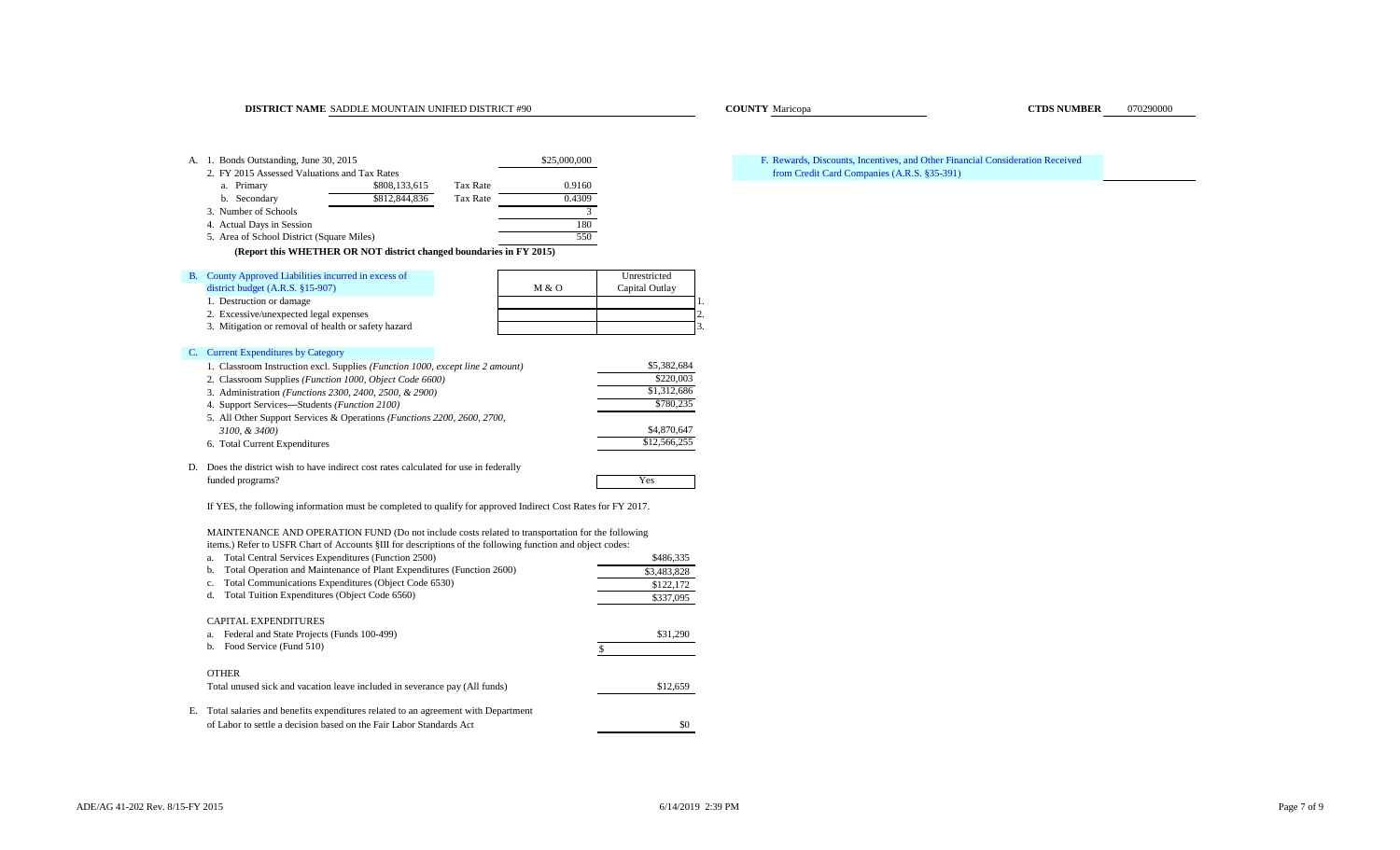**DISTRICT NAME** SADDLE MOUNTAIN UNIFIED DISTRICT #90 **COUNTY** Maricopa **CTDS NUMBER** 070290000

A. 1. Bonds Outstanding, June 30, 2015 — $25,000,000

2. FY 2015 Assessed Valuations and Tax Rates

| | Assessed Valuation | | Tax Rate |
|---|---|---|---|
| a. Primary | $808,133,615 | Tax Rate | 0.9160 |
| b. Secondary | $812,844,836 | Tax Rate | 0.4309 |

3. Number of Schools — 3

4. Actual Days in Session — 180

5. Area of School District (Square Miles) — 550

**(Report this WHETHER OR NOT district changed boundaries in FY 2015)**

B. County Approved Liabilities incurred in excess of district budget (A.R.S. §15-907)

| | M & O | Unrestricted Capital Outlay | |
|---|---|---|---|
| 1. Destruction or damage | | | 1. |
| 2. Excessive/unexpected legal expenses | | | 2. |
| 3. Mitigation or removal of health or safety hazard | | | 3. |

C. Current Expenditures by Category

| | |
|---|---|
| 1. Classroom Instruction excl. Supplies *(Function 1000, except line 2 amount)* | $5,382,684 |
| 2. Classroom Supplies *(Function 1000, Object Code 6600)* | $220,003 |
| 3. Administration *(Functions 2300, 2400, 2500, & 2900)* | $1,312,686 |
| 4. Support Services—Students *(Function 2100)* | $780,235 |
| 5. All Other Support Services & Operations *(Functions 2200, 2600, 2700, 3100, & 3400)* | $4,870,647 |
| 6. Total Current Expenditures | $12,566,255 |

D. Does the district wish to have indirect cost rates calculated for use in federally funded programs? — Yes

If YES, the following information must be completed to qualify for approved Indirect Cost Rates for FY 2017.

MAINTENANCE AND OPERATION FUND (Do not include costs related to transportation for the following items.) Refer to USFR Chart of Accounts §III for descriptions of the following function and object codes:

| | |
|---|---|
| a. Total Central Services Expenditures (Function 2500) | $486,335 |
| b. Total Operation and Maintenance of Plant Expenditures (Function 2600) | $3,483,828 |
| c. Total Communications Expenditures (Object Code 6530) | $122,172 |
| d. Total Tuition Expenditures (Object Code 6560) | $337,095 |

CAPITAL EXPENDITURES

| | |
|---|---|
| a. Federal and State Projects (Funds 100-499) | $31,290 |
| b. Food Service (Fund 510) | $ |

OTHER

| | |
|---|---|
| Total unused sick and vacation leave included in severance pay (All funds) | $12,659 |

E. Total salaries and benefits expenditures related to an agreement with Department of Labor to settle a decision based on the Fair Labor Standards Act — $0

F. Rewards, Discounts, Incentives, and Other Financial Consideration Received from Credit Card Companies (A.R.S. §35-391)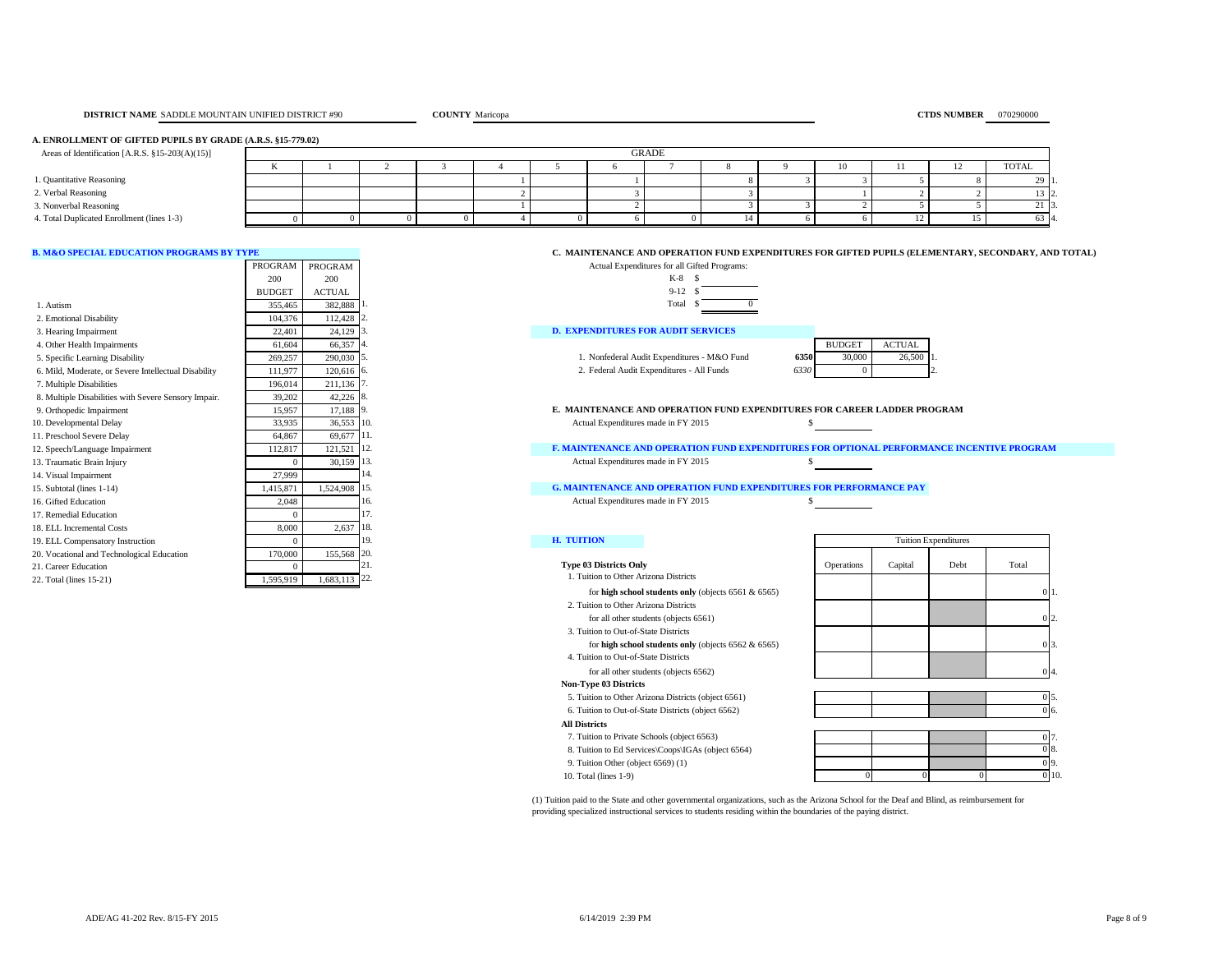**DISTRICT NAME** SADDLE MOUNTAIN UNIFIED DISTRICT #90 **COUNTY** Maricopa **CTDS NUMBER** 070290000

## A. ENROLLMENT OF GIFTED PUPILS BY GRADE (A.R.S. §15-779.02)

| Areas of Identification [A.R.S. §15-203(A)(15)] | K | 1 | 2 | 3 | 4 | 5 | 6 | 7 | 8 | 9 | 10 | 11 | 12 | TOTAL | |
|---|---|---|---|---|---|---|---|---|---|---|---|---|---|---|---|
| 1. Quantitative Reasoning | | | | | 1 | | 1 | | 8 | 3 | 3 | 5 | 8 | 29 | 1. |
| 2. Verbal Reasoning | | | | | 2 | | 3 | | 3 | | 1 | 2 | 2 | 13 | 2. |
| 3. Nonverbal Reasoning | | | | | 1 | | 2 | | 3 | 3 | 2 | 5 | 5 | 21 | 3. |
| 4. Total Duplicated Enrollment (lines 1-3) | 0 | 0 | 0 | 0 | 4 | 0 | 6 | 0 | 14 | 6 | 6 | 12 | 15 | 63 | 4. |

## B. M&O SPECIAL EDUCATION PROGRAMS BY TYPE

| | PROGRAM 200 BUDGET | PROGRAM 200 ACTUAL | |
|---|---|---|---|
| 1. Autism | 355,465 | 382,888 | 1. |
| 2. Emotional Disability | 104,376 | 112,428 | 2. |
| 3. Hearing Impairment | 22,401 | 24,129 | 3. |
| 4. Other Health Impairments | 61,604 | 66,357 | 4. |
| 5. Specific Learning Disability | 269,257 | 290,030 | 5. |
| 6. Mild, Moderate, or Severe Intellectual Disability | 111,977 | 120,616 | 6. |
| 7. Multiple Disabilities | 196,014 | 211,136 | 7. |
| 8. Multiple Disabilities with Severe Sensory Impair. | 39,202 | 42,226 | 8. |
| 9. Orthopedic Impairment | 15,957 | 17,188 | 9. |
| 10. Developmental Delay | 33,935 | 36,553 | 10. |
| 11. Preschool Severe Delay | 64,867 | 69,677 | 11. |
| 12. Speech/Language Impairment | 112,817 | 121,521 | 12. |
| 13. Traumatic Brain Injury | 0 | 30,159 | 13. |
| 14. Visual Impairment | 27,999 | | 14. |
| 15. Subtotal (lines 1-14) | 1,415,871 | 1,524,908 | 15. |
| 16. Gifted Education | 2,048 | | 16. |
| 17. Remedial Education | 0 | | 17. |
| 18. ELL Incremental Costs | 8,000 | 2,637 | 18. |
| 19. ELL Compensatory Instruction | 0 | | 19. |
| 20. Vocational and Technological Education | 170,000 | 155,568 | 20. |
| 21. Career Education | 0 | | 21. |
| 22. Total (lines 15-21) | 1,595,919 | 1,683,113 | 22. |

## C. MAINTENANCE AND OPERATION FUND EXPENDITURES FOR GIFTED PUPILS (ELEMENTARY, SECONDARY, AND TOTAL)

Actual Expenditures for all Gifted Programs:

K-8 $

9-12 $

Total $ 0

## D. EXPENDITURES FOR AUDIT SERVICES

| | | BUDGET | ACTUAL | |
|---|---|---|---|---|
| 1. Nonfederal Audit Expenditures - M&O Fund | **6350** | 30,000 | 26,500 | 1. |
| 2. Federal Audit Expenditures - All Funds | *6330* | 0 | | 2. |

## E. MAINTENANCE AND OPERATION FUND EXPENDITURES FOR CAREER LADDER PROGRAM

Actual Expenditures made in FY 2015 $

## F. MAINTENANCE AND OPERATION FUND EXPENDITURES FOR OPTIONAL PERFORMANCE INCENTIVE PROGRAM

Actual Expenditures made in FY 2015 $

## G. MAINTENANCE AND OPERATION FUND EXPENDITURES FOR PERFORMANCE PAY

Actual Expenditures made in FY 2015 $

## H. TUITION

| | Operations | Capital | Debt | Total | |
|---|---|---|---|---|---|
| **Type 03 Districts Only** | | | | | |
| 1. Tuition to Other Arizona Districts for **high school students only** (objects 6561 & 6565) | | | | 0 | 1. |
| 2. Tuition to Other Arizona Districts for all other students (objects 6561) | | | | 0 | 2. |
| 3. Tuition to Out-of-State Districts for **high school students only** (objects 6562 & 6565) | | | | 0 | 3. |
| 4. Tuition to Out-of-State Districts for all other students (objects 6562) | | | | 0 | 4. |
| **Non-Type 03 Districts** | | | | | |
| 5. Tuition to Other Arizona Districts (object 6561) | | | | 0 | 5. |
| 6. Tuition to Out-of-State Districts (object 6562) | | | | 0 | 6. |
| **All Districts** | | | | | |
| 7. Tuition to Private Schools (object 6563) | | | | 0 | 7. |
| 8. Tuition to Ed Services\Coops\IGAs (object 6564) | | | | 0 | 8. |
| 9. Tuition Other (object 6569) (1) | | | | 0 | 9. |
| 10. Total (lines 1-9) | 0 | 0 | 0 | 0 | 10. |

(1) Tuition paid to the State and other governmental organizations, such as the Arizona School for the Deaf and Blind, as reimbursement for providing specialized instructional services to students residing within the boundaries of the paying district.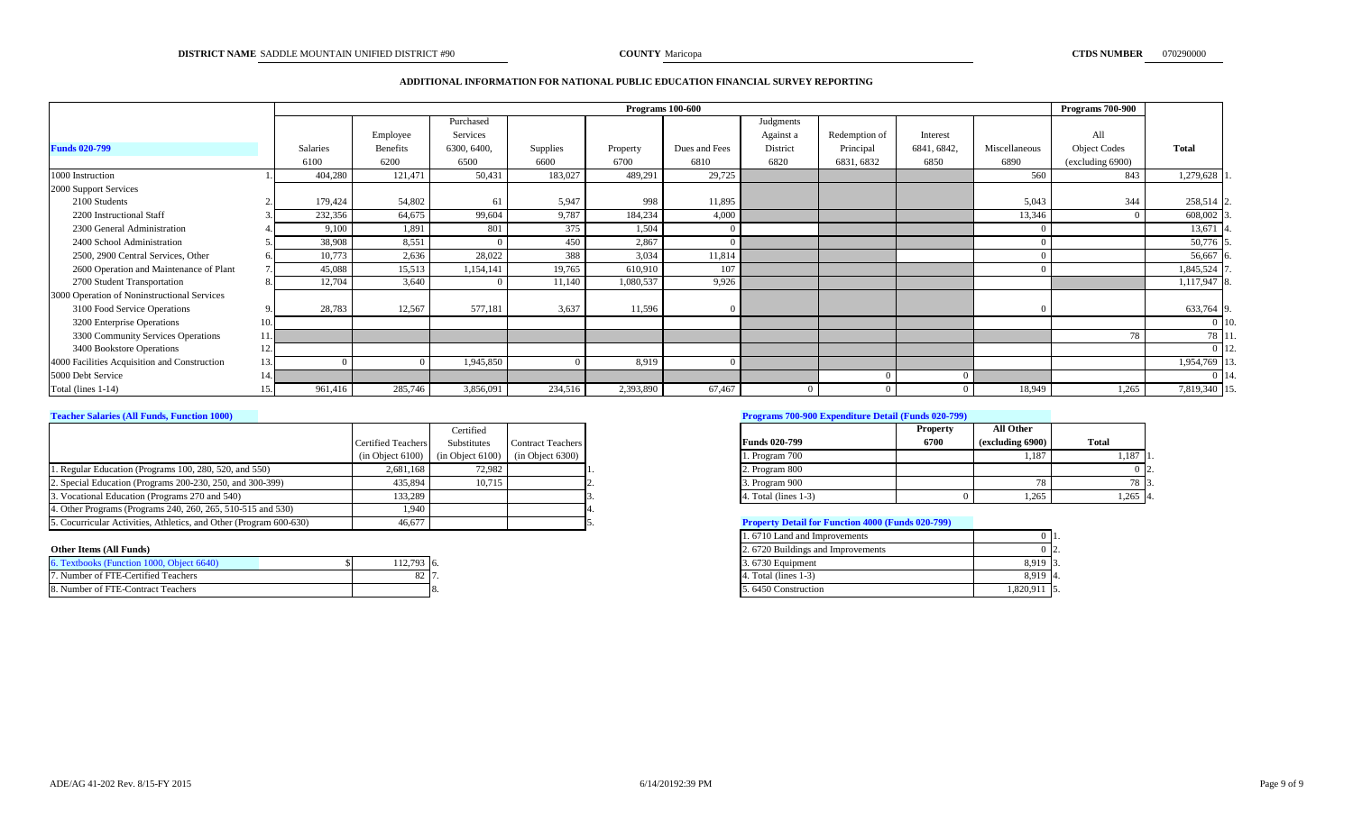**DISTRICT NAME** SADDLE MOUNTAIN UNIFIED DISTRICT #90 **COUNTY** Maricopa **CTDS NUMBER** 070290000

## ADDITIONAL INFORMATION FOR NATIONAL PUBLIC EDUCATION FINANCIAL SURVEY REPORTING

| | | Programs 100-600 | | | | | | | | | | Programs 700-900 | |
|---|---|---|---|---|---|---|---|---|---|---|---|---|---|
| **Funds 020-799** | | Salaries 6100 | Employee Benefits 6200 | Purchased Services 6300, 6400, 6500 | Supplies 6600 | Property 6700 | Dues and Fees 6810 | Judgments Against a District 6820 | Redemption of Principal 6831, 6832 | Interest 6841, 6842, 6850 | Miscellaneous 6890 | All Object Codes (excluding 6900) | **Total** |
| 1000 Instruction | 1. | 404,280 | 121,471 | 50,431 | 183,027 | 489,291 | 29,725 | | | | 560 | 843 | 1,279,628 1. |
| 2000 Support Services | | | | | | | | | | | | | |
| 2100 Students | 2. | 179,424 | 54,802 | 61 | 5,947 | 998 | 11,895 | | | | 5,043 | 344 | 258,514 2. |
| 2200 Instructional Staff | 3. | 232,356 | 64,675 | 99,604 | 9,787 | 184,234 | 4,000 | | | | 13,346 | 0 | 608,002 3. |
| 2300 General Administration | 4. | 9,100 | 1,891 | 801 | 375 | 1,504 | 0 | | | | 0 | | 13,671 4. |
| 2400 School Administration | 5. | 38,908 | 8,551 | 0 | 450 | 2,867 | 0 | | | | 0 | | 50,776 5. |
| 2500, 2900 Central Services, Other | 6. | 10,773 | 2,636 | 28,022 | 388 | 3,034 | 11,814 | | | | 0 | | 56,667 6. |
| 2600 Operation and Maintenance of Plant | 7. | 45,088 | 15,513 | 1,154,141 | 19,765 | 610,910 | 107 | | | | 0 | | 1,845,524 7. |
| 2700 Student Transportation | 8. | 12,704 | 3,640 | 0 | 11,140 | 1,080,537 | 9,926 | | | | | | 1,117,947 8. |
| 3000 Operation of Noninstructional Services | | | | | | | | | | | | | |
| 3100 Food Service Operations | 9. | 28,783 | 12,567 | 577,181 | 3,637 | 11,596 | 0 | | | | 0 | | 633,764 9. |
| 3200 Enterprise Operations | 10. | | | | | | | | | | | | 0 10. |
| 3300 Community Services Operations | 11. | | | | | | | | | | | 78 | 78 11. |
| 3400 Bookstore Operations | 12. | | | | | | | | | | | | 0 12. |
| 4000 Facilities Acquisition and Construction | 13. | 0 | 0 | 1,945,850 | 0 | 8,919 | 0 | | | | | | 1,954,769 13. |
| 5000 Debt Service | 14. | | | | | | | | 0 | 0 | | | 0 14. |
| Total (lines 1-14) | 15. | 961,416 | 285,746 | 3,856,091 | 234,516 | 2,393,890 | 67,467 | 0 | 0 | 0 | 18,949 | 1,265 | 7,819,340 15. |

### Teacher Salaries (All Funds, Function 1000)

| | Certified Teachers (in Object 6100) | Certified Substitutes (in Object 6100) | Contract Teachers (in Object 6300) | |
|---|---|---|---|---|
| 1. Regular Education (Programs 100, 280, 520, and 550) | 2,681,168 | 72,982 | | 1. |
| 2. Special Education (Programs 200-230, 250, and 300-399) | 435,894 | 10,715 | | 2. |
| 3. Vocational Education (Programs 270 and 540) | 133,289 | | | 3. |
| 4. Other Programs (Programs 240, 260, 265, 510-515 and 530) | 1,940 | | | 4. |
| 5. Cocurricular Activities, Athletics, and Other (Program 600-630) | 46,677 | | | 5. |

### Other Items (All Funds)

| | | |
|---|---|---|
| 6. Textbooks (Function 1000, Object 6640) | $ 112,793 | 6. |
| 7. Number of FTE-Certified Teachers | 82 | 7. |
| 8. Number of FTE-Contract Teachers | | 8. |

### Programs 700-900 Expenditure Detail (Funds 020-799)

| Funds 020-799 | Property 6700 | All Other (excluding 6900) | Total | |
|---|---|---|---|---|
| 1. Program 700 | | 1,187 | 1,187 | 1. |
| 2. Program 800 | | | 0 | 2. |
| 3. Program 900 | | 78 | 78 | 3. |
| 4. Total (lines 1-3) | 0 | 1,265 | 1,265 | 4. |

### Property Detail for Function 4000 (Funds 020-799)

| | | |
|---|---|---|
| 1. 6710 Land and Improvements | 0 | 1. |
| 2. 6720 Buildings and Improvements | 0 | 2. |
| 3. 6730 Equipment | 8,919 | 3. |
| 4. Total (lines 1-3) | 8,919 | 4. |
| 5. 6450 Construction | 1,820,911 | 5. |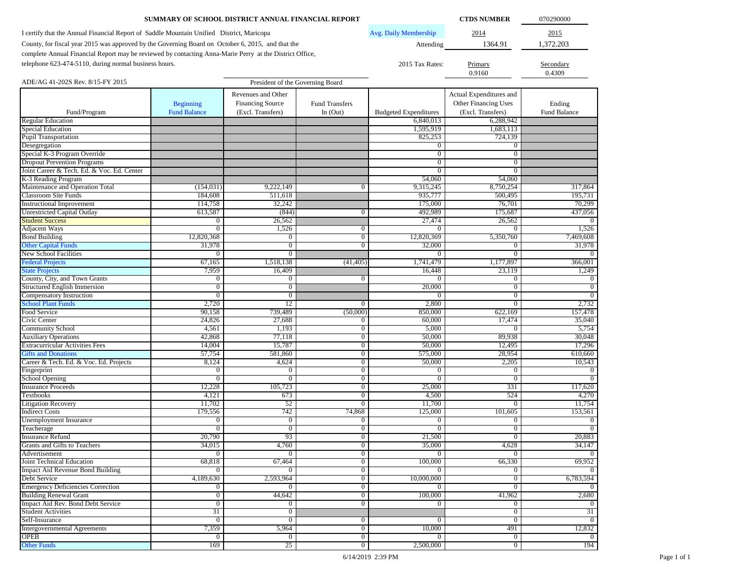# SUMMARY OF SCHOOL DISTRICT ANNUAL FINANCIAL REPORT

**CTDS NUMBER** 070290000

I certify that the Annual Financial Report of Saddle Mountain Unified District, Maricopa County, for fiscal year 2015 was approved by the Governing Board on October 6, 2015, and that the complete Annual Financial Report may be reviewed by contacting Anna-Marie Perry at the District Office, telephone 623-474-5110, during normal business hours.

| Avg. Daily Membership | 2014 | 2015 |
|---|---|---|
| Attending | 1364.91 | 1,372.203 |

| 2015 Tax Rates: | Primary | Secondary |
|---|---|---|
| | 0.9160 | 0.4309 |

ADE/AG 41-202S Rev. 8/15-FY 2015

President of the Governing Board

| Fund/Program | Beginning Fund Balance | Revenues and Other Financing Source (Excl. Transfers) | Fund Transfers In (Out) | Budgeted Expenditures | Actual Expenditures and Other Financing Uses (Excl. Transfers) | Ending Fund Balance |
|---|---|---|---|---|---|---|
| Regular Education | | | | 6,840,013 | 6,288,942 | |
| Special Education | | | | 1,595,919 | 1,683,113 | |
| Pupil Transportation | | | | 825,253 | 724,139 | |
| Desegregation | | | | 0 | 0 | |
| Special K-3 Program Override | | | | 0 | 0 | |
| Dropout Prevention Programs | | | | 0 | 0 | |
| Joint Career & Tech. Ed. & Voc. Ed. Center | | | | 0 | 0 | |
| K-3 Reading Program | | | | 54,060 | 54,060 | |
| Maintenance and Operation Total | (154,031) | 9,222,149 | 0 | 9,315,245 | 8,750,254 | 317,864 |
| Classroom Site Funds | 184,608 | 511,618 | | 935,777 | 500,495 | 195,731 |
| Instructional Improvement | 114,758 | 32,242 | | 175,000 | 76,701 | 70,299 |
| Unrestricted Capital Outlay | 613,587 | (844) | 0 | 492,989 | 175,687 | 437,056 |
| Student Success | 0 | 26,562 | | 27,474 | 26,562 | 0 |
| Adjacent Ways | 0 | 1,526 | 0 | 0 | 0 | 1,526 |
| Bond Building | 12,820,368 | 0 | 0 | 12,820,369 | 5,350,760 | 7,469,608 |
| Other Capital Funds | 31,978 | 0 | 0 | 32,000 | 0 | 31,978 |
| New School Facilities | 0 | 0 | | 0 | 0 | 0 |
| Federal Projects | 67,165 | 1,518,138 | (41,405) | 1,741,479 | 1,177,897 | 366,001 |
| State Projects | 7,959 | 16,409 | | 16,448 | 23,119 | 1,249 |
| County, City, and Town Grants | 0 | 0 | 0 | 0 | 0 | 0 |
| Structured English Immersion | 0 | 0 | | 20,000 | 0 | 0 |
| Compensatory Instruction | 0 | 0 | | 0 | 0 | 0 |
| School Plant Funds | 2,720 | 12 | 0 | 2,800 | 0 | 2,732 |
| Food Service | 90,158 | 739,489 | (50,000) | 850,000 | 622,169 | 157,478 |
| Civic Center | 24,826 | 27,688 | 0 | 60,000 | 17,474 | 35,040 |
| Community School | 4,561 | 1,193 | 0 | 5,000 | 0 | 5,754 |
| Auxiliary Operations | 42,868 | 77,118 | 0 | 50,000 | 89,938 | 30,048 |
| Extracurricular Activities Fees | 14,004 | 15,787 | 0 | 50,000 | 12,495 | 17,296 |
| Gifts and Donations | 57,754 | 581,860 | 0 | 575,000 | 28,954 | 610,660 |
| Career & Tech. Ed. & Voc. Ed. Projects | 8,124 | 4,624 | 0 | 50,000 | 2,205 | 10,543 |
| Fingerprint | 0 | 0 | 0 | 0 | 0 | 0 |
| School Opening | 0 | 0 | 0 | 0 | 0 | 0 |
| Insurance Proceeds | 12,228 | 105,723 | 0 | 25,000 | 331 | 117,620 |
| Textbooks | 4,121 | 673 | 0 | 4,500 | 524 | 4,270 |
| Litigation Recovery | 11,702 | 52 | 0 | 11,700 | 0 | 11,754 |
| Indirect Costs | 179,556 | 742 | 74,868 | 125,000 | 101,605 | 153,561 |
| Unemployment Insurance | 0 | 0 | 0 | 0 | 0 | 0 |
| Teacherage | 0 | 0 | 0 | 0 | 0 | 0 |
| Insurance Refund | 20,790 | 93 | 0 | 21,500 | 0 | 20,883 |
| Grants and Gifts to Teachers | 34,015 | 4,760 | 0 | 35,000 | 4,628 | 34,147 |
| Advertisement | 0 | 0 | 0 | 0 | 0 | 0 |
| Joint Technical Education | 68,818 | 67,464 | 0 | 100,000 | 66,330 | 69,952 |
| Impact Aid Revenue Bond Building | 0 | 0 | 0 | 0 | 0 | 0 |
| Debt Service | 4,189,630 | 2,593,964 | 0 | 10,000,000 | 0 | 6,783,594 |
| Emergency Deficiencies Correction | 0 | 0 | 0 | 0 | 0 | 0 |
| Building Renewal Grant | 0 | 44,642 | 0 | 100,000 | 41,962 | 2,680 |
| Impact Aid Rev. Bond Debt Service | 0 | 0 | 0 | 0 | 0 | 0 |
| Student Activities | 31 | 0 | | | 0 | 31 |
| Self-Insurance | 0 | 0 | 0 | 0 | 0 | 0 |
| Intergovernmental Agreements | 7,359 | 5,964 | 0 | 10,000 | 491 | 12,832 |
| OPEB | 0 | 0 | 0 | 0 | 0 | 0 |
| Other Funds | 169 | 25 | 0 | 2,500,000 | 0 | 194 |

6/14/2019 2:39 PM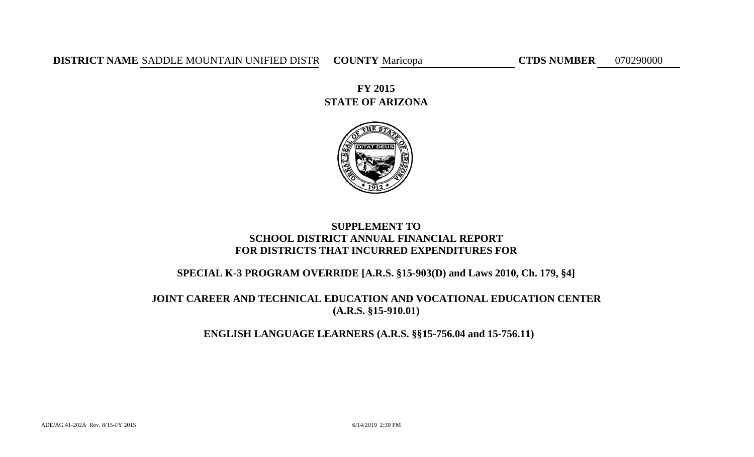**DISTRICT NAME** SADDLE MOUNTAIN UNIFIED DISTR **COUNTY** Maricopa **CTDS NUMBER** 070290000

# FY 2015
# STATE OF ARIZONA

## SUPPLEMENT TO SCHOOL DISTRICT ANNUAL FINANCIAL REPORT FOR DISTRICTS THAT INCURRED EXPENDITURES FOR

### SPECIAL K-3 PROGRAM OVERRIDE [A.R.S. §15-903(D) and Laws 2010, Ch. 179, §4]

### JOINT CAREER AND TECHNICAL EDUCATION AND VOCATIONAL EDUCATION CENTER (A.R.S. §15-910.01)

### ENGLISH LANGUAGE LEARNERS (A.R.S. §§15-756.04 and 15-756.11)

ADE/AG 41-202A Rev. 8/15-FY 2015

6/14/2019 2:39 PM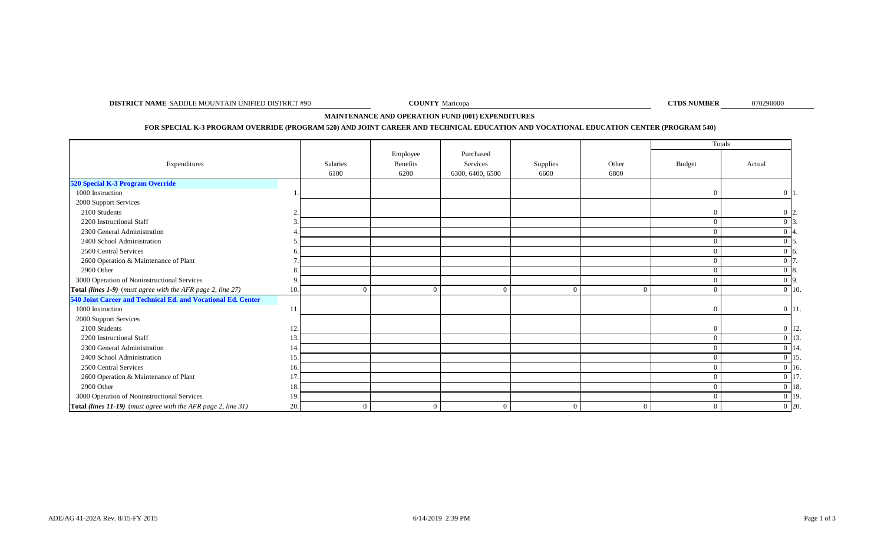**DISTRICT NAME** SADDLE MOUNTAIN UNIFIED DISTRICT #90 **COUNTY** Maricopa **CTDS NUMBER** 070290000

**MAINTENANCE AND OPERATION FUND (001) EXPENDITURES**

**FOR SPECIAL K-3 PROGRAM OVERRIDE (PROGRAM 520) AND JOINT CAREER AND TECHNICAL EDUCATION AND VOCATIONAL EDUCATION CENTER (PROGRAM 540)**

| Expenditures | | Salaries 6100 | Employee Benefits 6200 | Purchased Services 6300, 6400, 6500 | Supplies 6600 | Other 6800 | Totals Budget | Totals Actual | |
|---|---|---|---|---|---|---|---|---|---|
| **520 Special K-3 Program Override** | | | | | | | | | |
| 1000 Instruction | 1. | | | | | | 0 | 0 | 1. |
| 2000 Support Services | | | | | | | | | |
| 2100 Students | 2. | | | | | | 0 | 0 | 2. |
| 2200 Instructional Staff | 3. | | | | | | 0 | 0 | 3. |
| 2300 General Administration | 4. | | | | | | 0 | 0 | 4. |
| 2400 School Administration | 5. | | | | | | 0 | 0 | 5. |
| 2500 Central Services | 6. | | | | | | 0 | 0 | 6. |
| 2600 Operation & Maintenance of Plant | 7. | | | | | | 0 | 0 | 7. |
| 2900 Other | 8. | | | | | | 0 | 0 | 8. |
| 3000 Operation of Noninstructional Services | 9. | | | | | | 0 | 0 | 9. |
| **Total *(lines 1-9)*** *(must agree with the AFR page 2, line 27)* | 10. | 0 | 0 | 0 | 0 | 0 | 0 | 0 | 10. |
| **540 Joint Career and Technical Ed. and Vocational Ed. Center** | | | | | | | | | |
| 1000 Instruction | 11. | | | | | | 0 | 0 | 11. |
| 2000 Support Services | | | | | | | | | |
| 2100 Students | 12. | | | | | | 0 | 0 | 12. |
| 2200 Instructional Staff | 13. | | | | | | 0 | 0 | 13. |
| 2300 General Administration | 14. | | | | | | 0 | 0 | 14. |
| 2400 School Administration | 15. | | | | | | 0 | 0 | 15. |
| 2500 Central Services | 16. | | | | | | 0 | 0 | 16. |
| 2600 Operation & Maintenance of Plant | 17. | | | | | | 0 | 0 | 17. |
| 2900 Other | 18. | | | | | | 0 | 0 | 18. |
| 3000 Operation of Noninstructional Services | 19. | | | | | | 0 | 0 | 19. |
| **Total *(lines 11-19)*** *(must agree with the AFR page 2, line 31)* | 20. | 0 | 0 | 0 | 0 | 0 | 0 | 0 | 20. |

ADE/AG 41-202A Rev. 8/15-FY 2015 6/14/2019 2:39 PM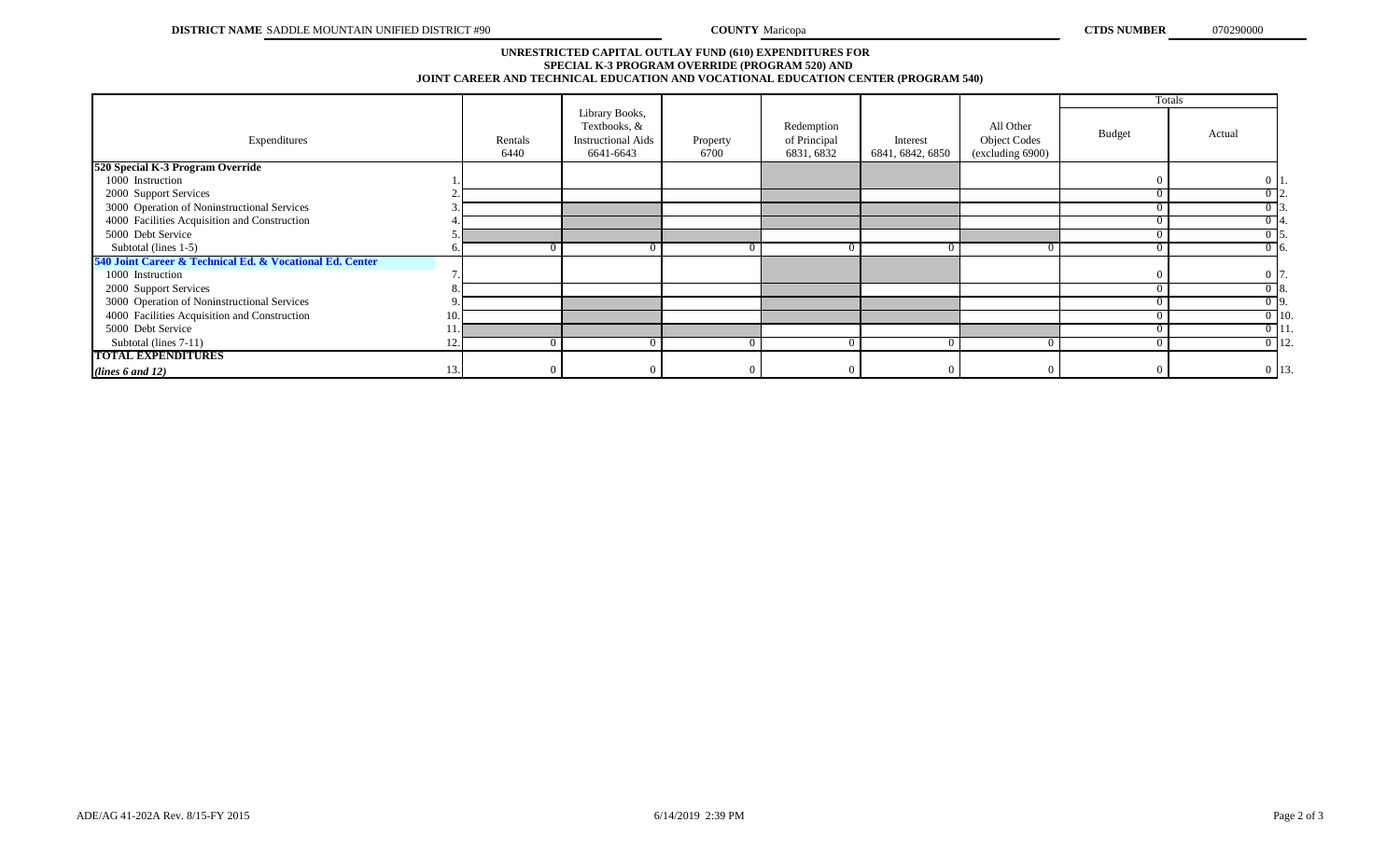**DISTRICT NAME** SADDLE MOUNTAIN UNIFIED DISTRICT #90 **COUNTY** Maricopa **CTDS NUMBER** 070290000

## UNRESTRICTED CAPITAL OUTLAY FUND (610) EXPENDITURES FOR SPECIAL K-3 PROGRAM OVERRIDE (PROGRAM 520) AND JOINT CAREER AND TECHNICAL EDUCATION AND VOCATIONAL EDUCATION CENTER (PROGRAM 540)

| Expenditures | | Rentals 6440 | Library Books, Textbooks, & Instructional Aids 6641-6643 | Property 6700 | Redemption of Principal 6831, 6832 | Interest 6841, 6842, 6850 | All Other Object Codes (excluding 6900) | Totals Budget | Totals Actual | |
|---|---|---|---|---|---|---|---|---|---|---|
| **520 Special K-3 Program Override** | | | | | | | | | | |
| 1000 Instruction | 1. | | | | | | | 0 | 0 | 1. |
| 2000 Support Services | 2. | | | | | | | 0 | 0 | 2. |
| 3000 Operation of Noninstructional Services | 3. | | | | | | | 0 | 0 | 3. |
| 4000 Facilities Acquisition and Construction | 4. | | | | | | | 0 | 0 | 4. |
| 5000 Debt Service | 5. | | | | | | | 0 | 0 | 5. |
| Subtotal (lines 1-5) | 6. | 0 | 0 | 0 | 0 | 0 | 0 | 0 | 0 | 6. |
| **540 Joint Career & Technical Ed. & Vocational Ed. Center** | | | | | | | | | | |
| 1000 Instruction | 7. | | | | | | | 0 | 0 | 7. |
| 2000 Support Services | 8. | | | | | | | 0 | 0 | 8. |
| 3000 Operation of Noninstructional Services | 9. | | | | | | | 0 | 0 | 9. |
| 4000 Facilities Acquisition and Construction | 10. | | | | | | | 0 | 0 | 10. |
| 5000 Debt Service | 11. | | | | | | | 0 | 0 | 11. |
| Subtotal (lines 7-11) | 12. | 0 | 0 | 0 | 0 | 0 | 0 | 0 | 0 | 12. |
| **TOTAL EXPENDITURES** ***(lines 6 and 12)*** | 13. | 0 | 0 | 0 | 0 | 0 | 0 | 0 | 0 | 13. |

ADE/AG 41-202A Rev. 8/15-FY 2015 6/14/2019 2:39 PM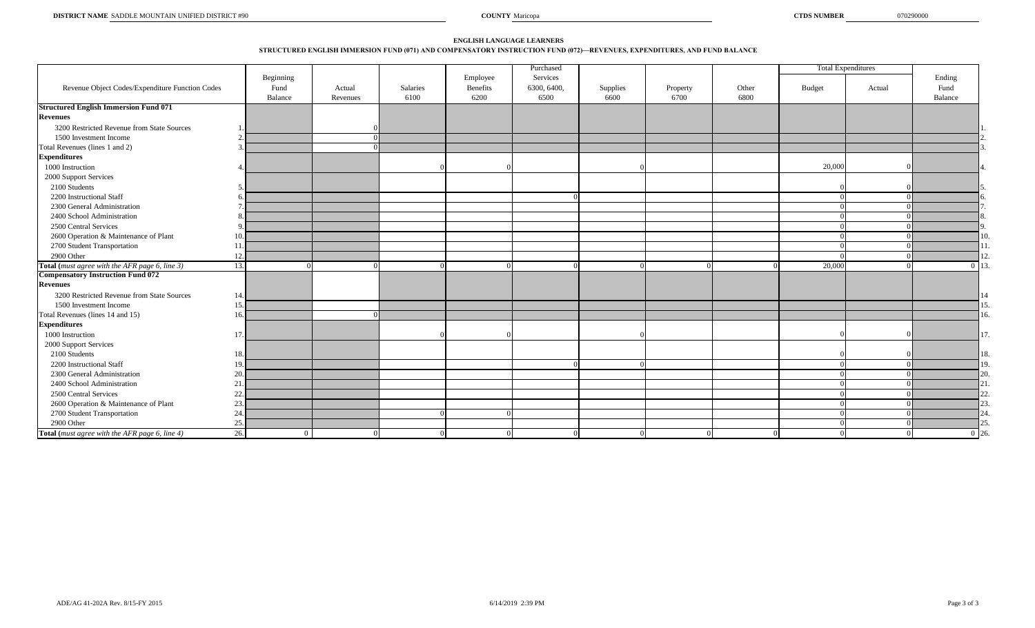**DISTRICT NAME** SADDLE MOUNTAIN UNIFIED DISTRICT #90 **COUNTY** Maricopa **CTDS NUMBER** 070290000

## ENGLISH LANGUAGE LEARNERS

### STRUCTURED ENGLISH IMMERSION FUND (071) AND COMPENSATORY INSTRUCTION FUND (072)—REVENUES, EXPENDITURES, AND FUND BALANCE

| Revenue Object Codes/Expenditure Function Codes | | Beginning Fund Balance | Actual Revenues | Salaries 6100 | Employee Benefits 6200 | Purchased Services 6300, 6400, 6500 | Supplies 6600 | Property 6700 | Other 6800 | Total Expenditures Budget | Total Expenditures Actual | Ending Fund Balance | |
|---|---|---|---|---|---|---|---|---|---|---|---|---|---|
| **Structured English Immersion Fund 071** | | | | | | | | | | | | | |
| **Revenues** | | | | | | | | | | | | | |
| 3200 Restricted Revenue from State Sources | 1. | | 0 | | | | | | | | | | 1. |
| 1500 Investment Income | 2. | | 0 | | | | | | | | | | 2. |
| Total Revenues (lines 1 and 2) | 3. | | 0 | | | | | | | | | | 3. |
| **Expenditures** | | | | | | | | | | | | | |
| 1000 Instruction | 4. | | | 0 | 0 | | 0 | | | 20,000 | 0 | | 4. |
| 2000 Support Services | | | | | | | | | | | | | |
| 2100 Students | 5. | | | | | | | | | 0 | 0 | | 5. |
| 2200 Instructional Staff | 6. | | | | | 0 | | | | 0 | 0 | | 6. |
| 2300 General Administration | 7. | | | | | | | | | 0 | 0 | | 7. |
| 2400 School Administration | 8. | | | | | | | | | 0 | 0 | | 8. |
| 2500 Central Services | 9. | | | | | | | | | 0 | 0 | | 9. |
| 2600 Operation & Maintenance of Plant | 10. | | | | | | | | | 0 | 0 | | 10. |
| 2700 Student Transportation | 11. | | | | | | | | | 0 | 0 | | 11. |
| 2900 Other | 12. | | | | | | | | | 0 | 0 | | 12. |
| **Total** (*must agree with the AFR page 6, line 3*) | 13. | 0 | 0 | 0 | 0 | 0 | 0 | 0 | 0 | 20,000 | 0 | 0 | 13. |
| **Compensatory Instruction Fund 072** | | | | | | | | | | | | | |
| **Revenues** | | | | | | | | | | | | | |
| 3200 Restricted Revenue from State Sources | 14. | | | | | | | | | | | | 14 |
| 1500 Investment Income | 15. | | | | | | | | | | | | 15. |
| Total Revenues (lines 14 and 15) | 16. | | 0 | | | | | | | | | | 16. |
| **Expenditures** | | | | | | | | | | | | | |
| 1000 Instruction | 17. | | | 0 | 0 | | 0 | | | 0 | 0 | | 17. |
| 2000 Support Services | | | | | | | | | | | | | |
| 2100 Students | 18. | | | | | | | | | 0 | 0 | | 18. |
| 2200 Instructional Staff | 19. | | | | | 0 | 0 | | | 0 | 0 | | 19. |
| 2300 General Administration | 20. | | | | | | | | | 0 | 0 | | 20. |
| 2400 School Administration | 21. | | | | | | | | | 0 | 0 | | 21. |
| 2500 Central Services | 22. | | | | | | | | | 0 | 0 | | 22. |
| 2600 Operation & Maintenance of Plant | 23. | | | | | | | | | 0 | 0 | | 23. |
| 2700 Student Transportation | 24. | | | 0 | 0 | | | | | 0 | 0 | | 24. |
| 2900 Other | 25. | | | | | | | | | 0 | 0 | | 25. |
| **Total** (*must agree with the AFR page 6, line 4*) | 26. | 0 | 0 | 0 | 0 | 0 | 0 | 0 | 0 | 0 | 0 | 0 | 26. |

ADE/AG 41-202A Rev. 8/15-FY 2015 6/14/2019 2:39 PM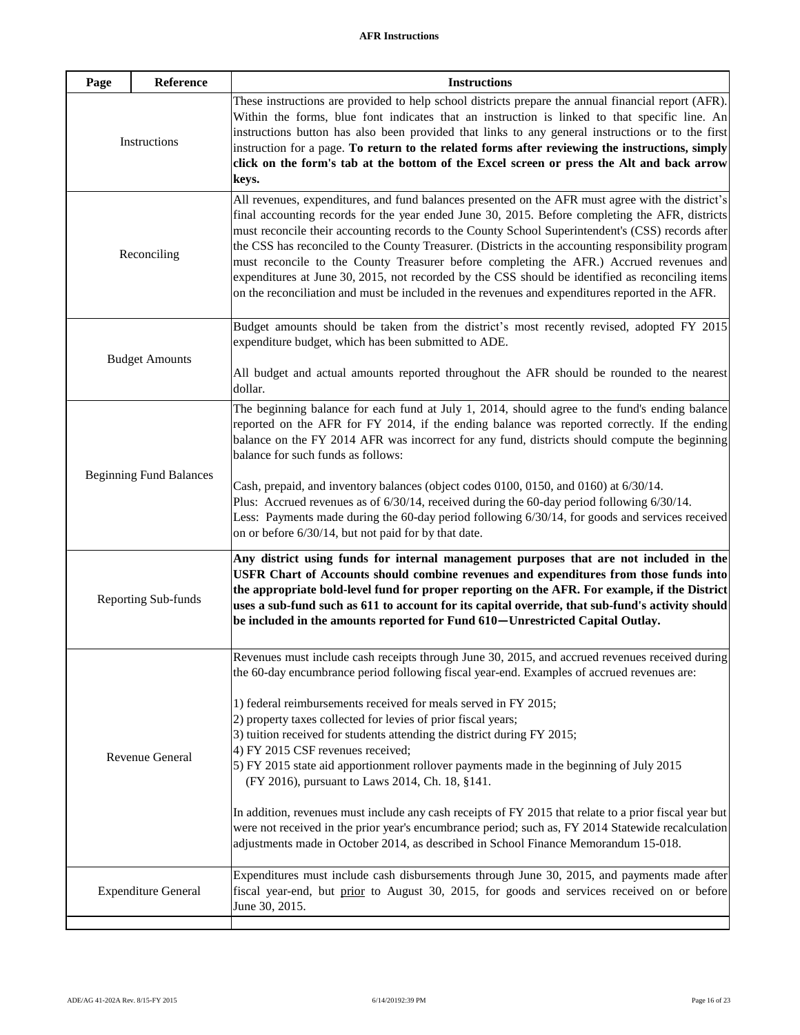# AFR Instructions

| Page | Reference | Instructions |
|---|---|---|
| Instructions | | These instructions are provided to help school districts prepare the annual financial report (AFR). Within the forms, blue font indicates that an instruction is linked to that specific line. An instructions button has also been provided that links to any general instructions or to the first instruction for a page. **To return to the related forms after reviewing the instructions, simply click on the form's tab at the bottom of the Excel screen or press the Alt and back arrow keys.** |
| Reconciling | | All revenues, expenditures, and fund balances presented on the AFR must agree with the district's final accounting records for the year ended June 30, 2015. Before completing the AFR, districts must reconcile their accounting records to the County School Superintendent's (CSS) records after the CSS has reconciled to the County Treasurer. (Districts in the accounting responsibility program must reconcile to the County Treasurer before completing the AFR.) Accrued revenues and expenditures at June 30, 2015, not recorded by the CSS should be identified as reconciling items on the reconciliation and must be included in the revenues and expenditures reported in the AFR. |
| Budget Amounts | | Budget amounts should be taken from the district's most recently revised, adopted FY 2015 expenditure budget, which has been submitted to ADE.<br><br>All budget and actual amounts reported throughout the AFR should be rounded to the nearest dollar. |
| Beginning Fund Balances | | The beginning balance for each fund at July 1, 2014, should agree to the fund's ending balance reported on the AFR for FY 2014, if the ending balance was reported correctly. If the ending balance on the FY 2014 AFR was incorrect for any fund, districts should compute the beginning balance for such funds as follows:<br><br>Cash, prepaid, and inventory balances (object codes 0100, 0150, and 0160) at 6/30/14.<br>Plus: Accrued revenues as of 6/30/14, received during the 60-day period following 6/30/14.<br>Less: Payments made during the 60-day period following 6/30/14, for goods and services received on or before 6/30/14, but not paid for by that date. |
| Reporting Sub-funds | | **Any district using funds for internal management purposes that are not included in the USFR Chart of Accounts should combine revenues and expenditures from those funds into the appropriate bold-level fund for proper reporting on the AFR. For example, if the District uses a sub-fund such as 611 to account for its capital override, that sub-fund's activity should be included in the amounts reported for Fund 610—Unrestricted Capital Outlay.** |
| Revenue General | | Revenues must include cash receipts through June 30, 2015, and accrued revenues received during the 60-day encumbrance period following fiscal year-end. Examples of accrued revenues are:<br><br>1) federal reimbursements received for meals served in FY 2015;<br>2) property taxes collected for levies of prior fiscal years;<br>3) tuition received for students attending the district during FY 2015;<br>4) FY 2015 CSF revenues received;<br>5) FY 2015 state aid apportionment rollover payments made in the beginning of July 2015 (FY 2016), pursuant to Laws 2014, Ch. 18, §141.<br><br>In addition, revenues must include any cash receipts of FY 2015 that relate to a prior fiscal year but were not received in the prior year's encumbrance period; such as, FY 2014 Statewide recalculation adjustments made in October 2014, as described in School Finance Memorandum 15-018. |
| Expenditure General | | Expenditures must include cash disbursements through June 30, 2015, and payments made after fiscal year-end, but prior to August 30, 2015, for goods and services received on or before June 30, 2015. |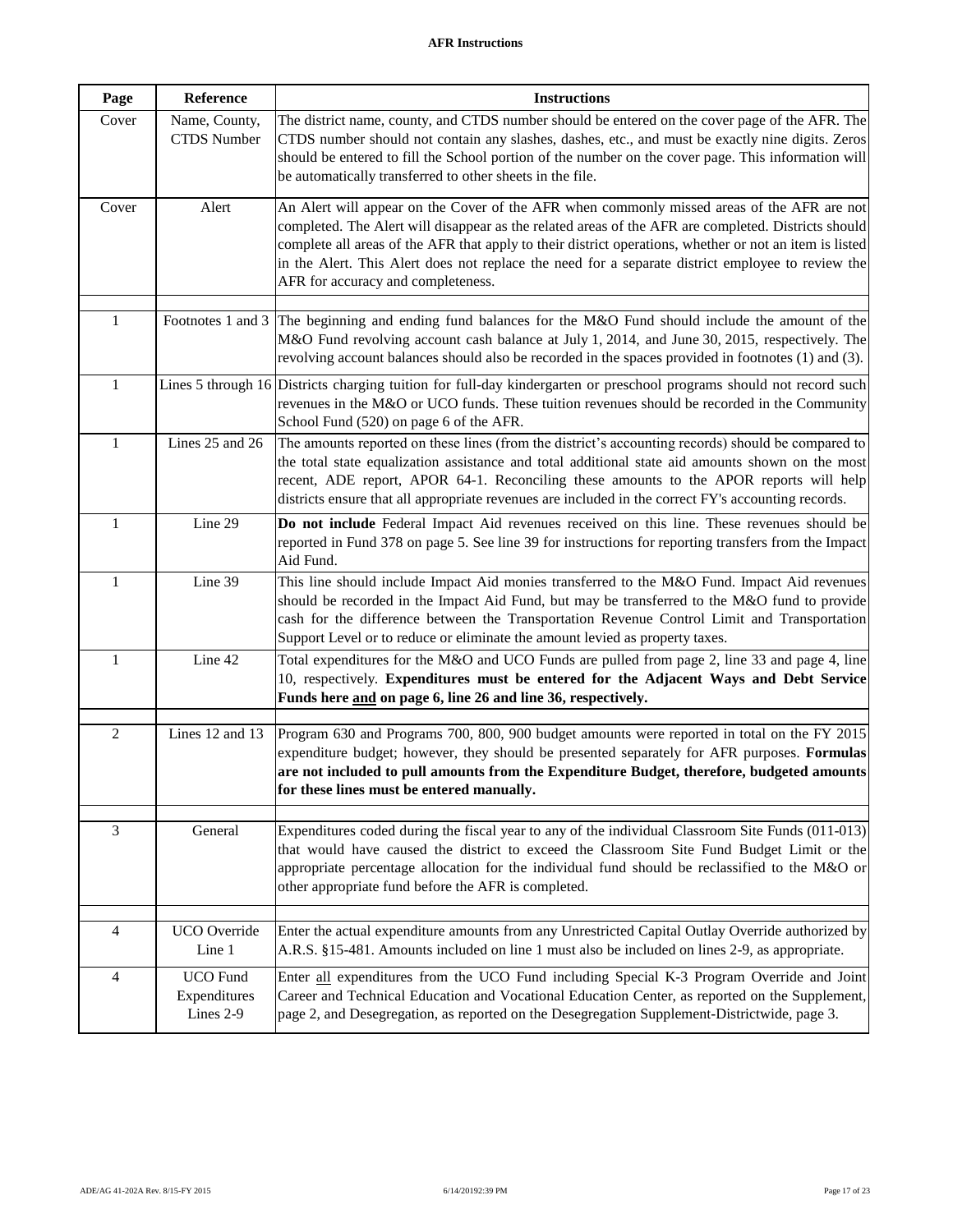**AFR Instructions**

| Page | Reference | Instructions |
|---|---|---|
| Cover | Name, County, CTDS Number | The district name, county, and CTDS number should be entered on the cover page of the AFR. The CTDS number should not contain any slashes, dashes, etc., and must be exactly nine digits. Zeros should be entered to fill the School portion of the number on the cover page. This information will be automatically transferred to other sheets in the file. |
| Cover | Alert | An Alert will appear on the Cover of the AFR when commonly missed areas of the AFR are not completed. The Alert will disappear as the related areas of the AFR are completed. Districts should complete all areas of the AFR that apply to their district operations, whether or not an item is listed in the Alert. This Alert does not replace the need for a separate district employee to review the AFR for accuracy and completeness. |
| | | |
| 1 | Footnotes 1 and 3 | The beginning and ending fund balances for the M&O Fund should include the amount of the M&O Fund revolving account cash balance at July 1, 2014, and June 30, 2015, respectively. The revolving account balances should also be recorded in the spaces provided in footnotes (1) and (3). |
| 1 | Lines 5 through 16 | Districts charging tuition for full-day kindergarten or preschool programs should not record such revenues in the M&O or UCO funds. These tuition revenues should be recorded in the Community School Fund (520) on page 6 of the AFR. |
| 1 | Lines 25 and 26 | The amounts reported on these lines (from the district's accounting records) should be compared to the total state equalization assistance and total additional state aid amounts shown on the most recent, ADE report, APOR 64-1. Reconciling these amounts to the APOR reports will help districts ensure that all appropriate revenues are included in the correct FY's accounting records. |
| 1 | Line 29 | **Do not include** Federal Impact Aid revenues received on this line. These revenues should be reported in Fund 378 on page 5. See line 39 for instructions for reporting transfers from the Impact Aid Fund. |
| 1 | Line 39 | This line should include Impact Aid monies transferred to the M&O Fund. Impact Aid revenues should be recorded in the Impact Aid Fund, but may be transferred to the M&O fund to provide cash for the difference between the Transportation Revenue Control Limit and Transportation Support Level or to reduce or eliminate the amount levied as property taxes. |
| 1 | Line 42 | Total expenditures for the M&O and UCO Funds are pulled from page 2, line 33 and page 4, line 10, respectively. **Expenditures must be entered for the Adjacent Ways and Debt Service Funds here and on page 6, line 26 and line 36, respectively.** |
| | | |
| 2 | Lines 12 and 13 | Program 630 and Programs 700, 800, 900 budget amounts were reported in total on the FY 2015 expenditure budget; however, they should be presented separately for AFR purposes. **Formulas are not included to pull amounts from the Expenditure Budget, therefore, budgeted amounts for these lines must be entered manually.** |
| | | |
| 3 | General | Expenditures coded during the fiscal year to any of the individual Classroom Site Funds (011-013) that would have caused the district to exceed the Classroom Site Fund Budget Limit or the appropriate percentage allocation for the individual fund should be reclassified to the M&O or other appropriate fund before the AFR is completed. |
| | | |
| 4 | UCO Override Line 1 | Enter the actual expenditure amounts from any Unrestricted Capital Outlay Override authorized by A.R.S. §15-481. Amounts included on line 1 must also be included on lines 2-9, as appropriate. |
| 4 | UCO Fund Expenditures Lines 2-9 | Enter all expenditures from the UCO Fund including Special K-3 Program Override and Joint Career and Technical Education and Vocational Education Center, as reported on the Supplement, page 2, and Desegregation, as reported on the Desegregation Supplement-Districtwide, page 3. |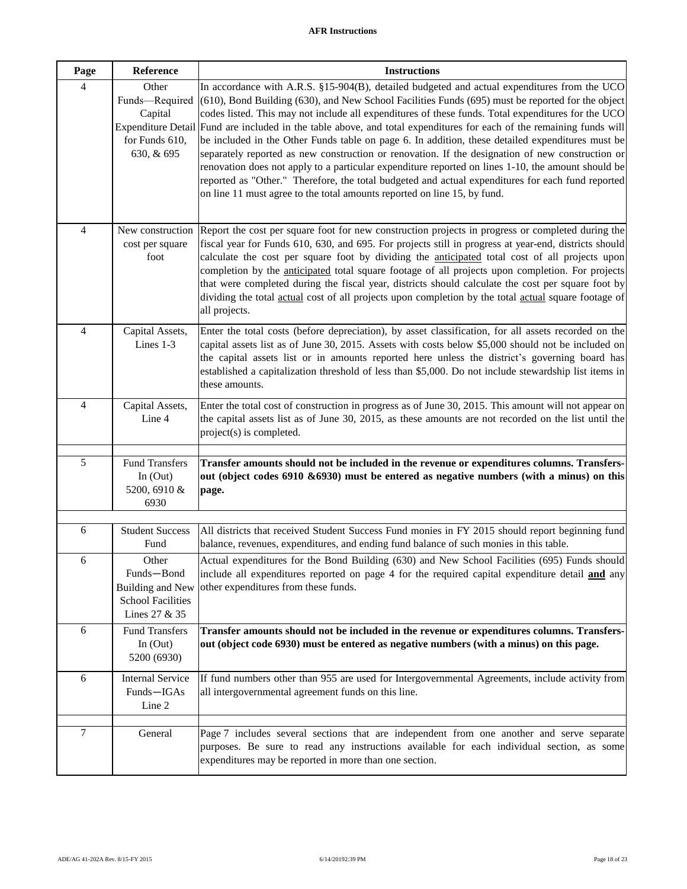**AFR Instructions**

| Page | Reference | Instructions |
|---|---|---|
| 4 | Other Funds—Required Capital Expenditure Detail for Funds 610, 630, & 695 | In accordance with A.R.S. §15-904(B), detailed budgeted and actual expenditures from the UCO (610), Bond Building (630), and New School Facilities Funds (695) must be reported for the object codes listed. This may not include all expenditures of these funds. Total expenditures for the UCO Fund are included in the table above, and total expenditures for each of the remaining funds will be included in the Other Funds table on page 6. In addition, these detailed expenditures must be separately reported as new construction or renovation. If the designation of new construction or renovation does not apply to a particular expenditure reported on lines 1-10, the amount should be reported as "Other." Therefore, the total budgeted and actual expenditures for each fund reported on line 11 must agree to the total amounts reported on line 15, by fund. |
| 4 | New construction cost per square foot | Report the cost per square foot for new construction projects in progress or completed during the fiscal year for Funds 610, 630, and 695. For projects still in progress at year-end, districts should calculate the cost per square foot by dividing the anticipated total cost of all projects upon completion by the anticipated total square footage of all projects upon completion. For projects that were completed during the fiscal year, districts should calculate the cost per square foot by dividing the total actual cost of all projects upon completion by the total actual square footage of all projects. |
| 4 | Capital Assets, Lines 1-3 | Enter the total costs (before depreciation), by asset classification, for all assets recorded on the capital assets list as of June 30, 2015. Assets with costs below $5,000 should not be included on the capital assets list or in amounts reported here unless the district's governing board has established a capitalization threshold of less than $5,000. Do not include stewardship list items in these amounts. |
| 4 | Capital Assets, Line 4 | Enter the total cost of construction in progress as of June 30, 2015. This amount will not appear on the capital assets list as of June 30, 2015, as these amounts are not recorded on the list until the project(s) is completed. |
| 5 | Fund Transfers In (Out) 5200, 6910 & 6930 | **Transfer amounts should not be included in the revenue or expenditures columns. Transfers-out (object codes 6910 &6930) must be entered as negative numbers (with a minus) on this page.** |
| 6 | Student Success Fund | All districts that received Student Success Fund monies in FY 2015 should report beginning fund balance, revenues, expenditures, and ending fund balance of such monies in this table. |
| 6 | Other Funds—Bond Building and New School Facilities Lines 27 & 35 | Actual expenditures for the Bond Building (630) and New School Facilities (695) Funds should include all expenditures reported on page 4 for the required capital expenditure detail **and** any other expenditures from these funds. |
| 6 | Fund Transfers In (Out) 5200 (6930) | **Transfer amounts should not be included in the revenue or expenditures columns. Transfers-out (object code 6930) must be entered as negative numbers (with a minus) on this page.** |
| 6 | Internal Service Funds—IGAs Line 2 | If fund numbers other than 955 are used for Intergovernmental Agreements, include activity from all intergovernmental agreement funds on this line. |
| 7 | General | Page 7 includes several sections that are independent from one another and serve separate purposes. Be sure to read any instructions available for each individual section, as some expenditures may be reported in more than one section. |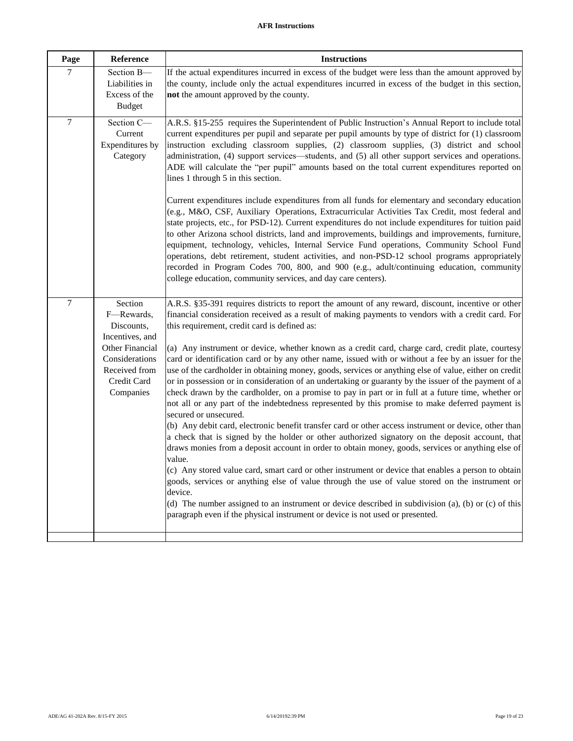| Page | Reference | Instructions |
|---|---|---|
| 7 | Section B—Liabilities in Excess of the Budget | If the actual expenditures incurred in excess of the budget were less than the amount approved by the county, include only the actual expenditures incurred in excess of the budget in this section, **not** the amount approved by the county. |
| 7 | Section C—Current Expenditures by Category | A.R.S. §15-255 requires the Superintendent of Public Instruction's Annual Report to include total current expenditures per pupil and separate per pupil amounts by type of district for (1) classroom instruction excluding classroom supplies, (2) classroom supplies, (3) district and school administration, (4) support services—students, and (5) all other support services and operations. ADE will calculate the "per pupil" amounts based on the total current expenditures reported on lines 1 through 5 in this section.<br><br>Current expenditures include expenditures from all funds for elementary and secondary education (e.g., M&O, CSF, Auxiliary Operations, Extracurricular Activities Tax Credit, most federal and state projects, etc., for PSD-12). Current expenditures do not include expenditures for tuition paid to other Arizona school districts, land and improvements, buildings and improvements, furniture, equipment, technology, vehicles, Internal Service Fund operations, Community School Fund operations, debt retirement, student activities, and non-PSD-12 school programs appropriately recorded in Program Codes 700, 800, and 900 (e.g., adult/continuing education, community college education, community services, and day care centers). |
| 7 | Section F—Rewards, Discounts, Incentives, and Other Financial Considerations Received from Credit Card Companies | A.R.S. §35-391 requires districts to report the amount of any reward, discount, incentive or other financial consideration received as a result of making payments to vendors with a credit card. For this requirement, credit card is defined as:<br><br>(a) Any instrument or device, whether known as a credit card, charge card, credit plate, courtesy card or identification card or by any other name, issued with or without a fee by an issuer for the use of the cardholder in obtaining money, goods, services or anything else of value, either on credit or in possession or in consideration of an undertaking or guaranty by the issuer of the payment of a check drawn by the cardholder, on a promise to pay in part or in full at a future time, whether or not all or any part of the indebtedness represented by this promise to make deferred payment is secured or unsecured.<br>(b) Any debit card, electronic benefit transfer card or other access instrument or device, other than a check that is signed by the holder or other authorized signatory on the deposit account, that draws monies from a deposit account in order to obtain money, goods, services or anything else of value.<br>(c) Any stored value card, smart card or other instrument or device that enables a person to obtain goods, services or anything else of value through the use of value stored on the instrument or device.<br>(d) The number assigned to an instrument or device described in subdivision (a), (b) or (c) of this paragraph even if the physical instrument or device is not used or presented. |
| | | |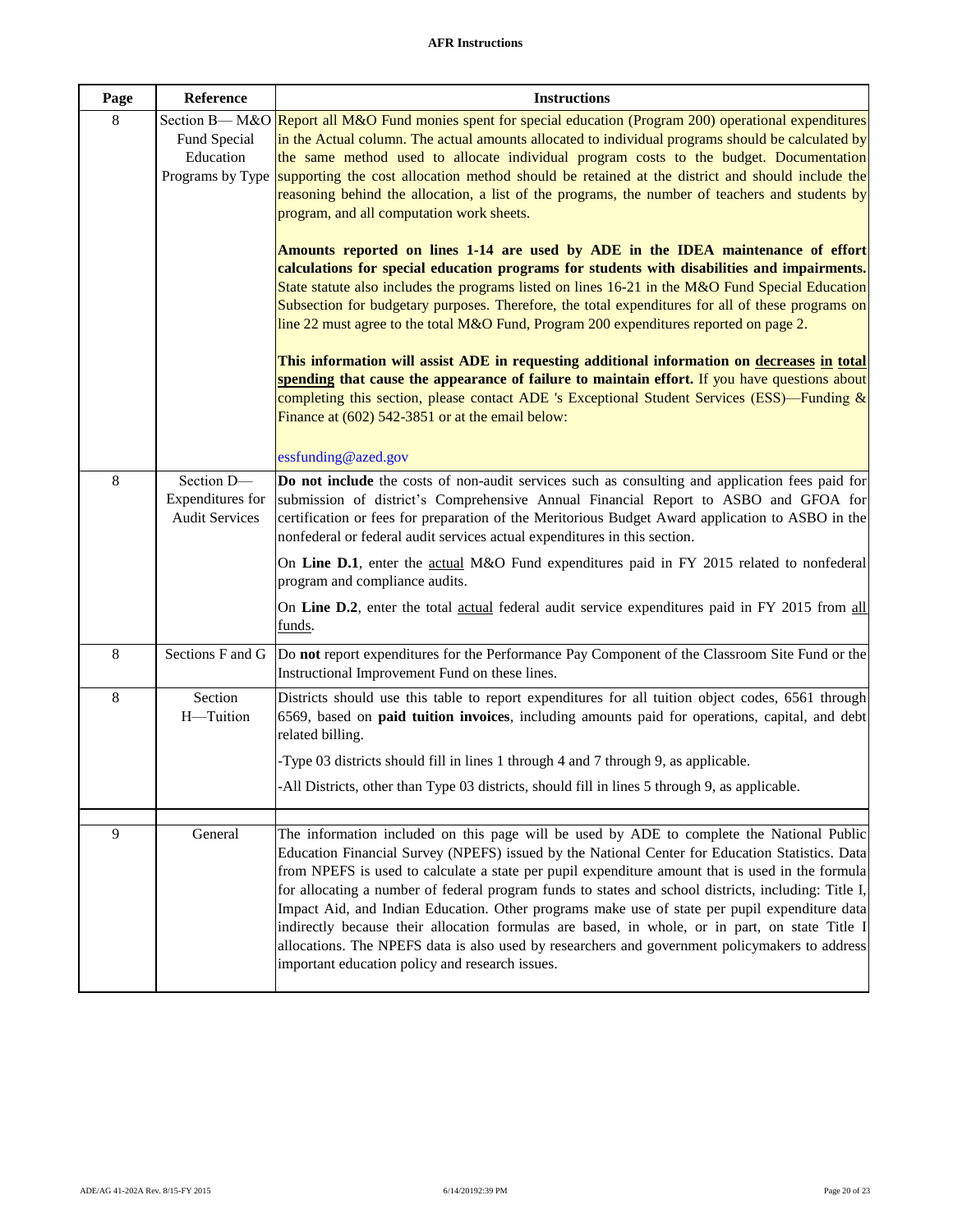**AFR Instructions**

| Page | Reference | Instructions |
|---|---|---|
| 8 | Section B— M&O Fund Special Education Programs by Type | Report all M&O Fund monies spent for special education (Program 200) operational expenditures in the Actual column. The actual amounts allocated to individual programs should be calculated by the same method used to allocate individual program costs to the budget. Documentation supporting the cost allocation method should be retained at the district and should include the reasoning behind the allocation, a list of the programs, the number of teachers and students by program, and all computation work sheets.<br><br>**Amounts reported on lines 1-14 are used by ADE in the IDEA maintenance of effort calculations for special education programs for students with disabilities and impairments.** State statute also includes the programs listed on lines 16-21 in the M&O Fund Special Education Subsection for budgetary purposes. Therefore, the total expenditures for all of these programs on line 22 must agree to the total M&O Fund, Program 200 expenditures reported on page 2.<br><br>**This information will assist ADE in requesting additional information on <u>decreases</u> <u>in</u> <u>total</u> <u>spending</u> that cause the appearance of failure to maintain effort.** If you have questions about completing this section, please contact ADE 's Exceptional Student Services (ESS)—Funding & Finance at (602) 542-3851 or at the email below:<br><br>essfunding@azed.gov |
| 8 | Section D—Expenditures for Audit Services | **Do not include** the costs of non-audit services such as consulting and application fees paid for submission of district's Comprehensive Annual Financial Report to ASBO and GFOA for certification or fees for preparation of the Meritorious Budget Award application to ASBO in the nonfederal or federal audit services actual expenditures in this section.<br><br>On **Line D.1**, enter the <u>actual</u> M&O Fund expenditures paid in FY 2015 related to nonfederal program and compliance audits.<br><br>On **Line D.2**, enter the total <u>actual</u> federal audit service expenditures paid in FY 2015 from <u>all</u> <u>funds</u>. |
| 8 | Sections F and G | Do **not** report expenditures for the Performance Pay Component of the Classroom Site Fund or the Instructional Improvement Fund on these lines. |
| 8 | Section H—Tuition | Districts should use this table to report expenditures for all tuition object codes, 6561 through 6569, based on **paid tuition invoices**, including amounts paid for operations, capital, and debt related billing.<br><br>-Type 03 districts should fill in lines 1 through 4 and 7 through 9, as applicable.<br><br>-All Districts, other than Type 03 districts, should fill in lines 5 through 9, as applicable. |
| | | |
| 9 | General | The information included on this page will be used by ADE to complete the National Public Education Financial Survey (NPEFS) issued by the National Center for Education Statistics. Data from NPEFS is used to calculate a state per pupil expenditure amount that is used in the formula for allocating a number of federal program funds to states and school districts, including: Title I, Impact Aid, and Indian Education. Other programs make use of state per pupil expenditure data indirectly because their allocation formulas are based, in whole, or in part, on state Title I allocations. The NPEFS data is also used by researchers and government policymakers to address important education policy and research issues. |

ADE/AG 41-202A Rev. 8/15-FY 2015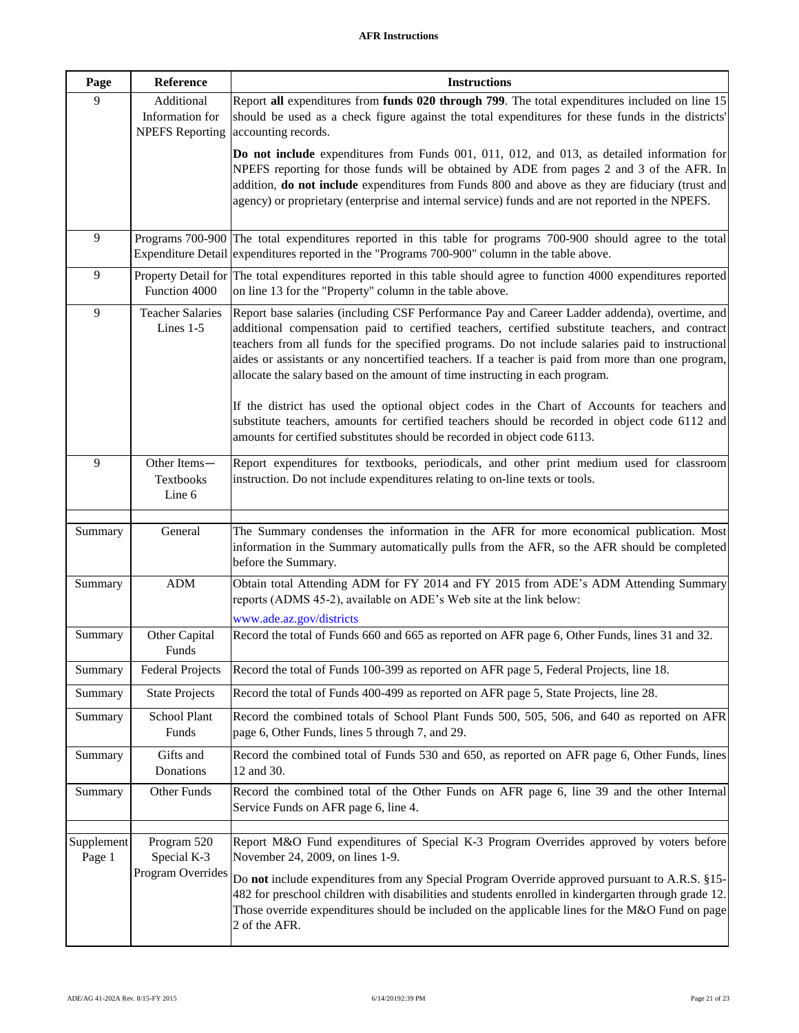**AFR Instructions**

| Page | Reference | Instructions |
|---|---|---|
| 9 | Additional Information for NPEFS Reporting | Report **all** expenditures from **funds 020 through 799**. The total expenditures included on line 15 should be used as a check figure against the total expenditures for these funds in the districts' accounting records.<br><br>**Do not include** expenditures from Funds 001, 011, 012, and 013, as detailed information for NPEFS reporting for those funds will be obtained by ADE from pages 2 and 3 of the AFR. In addition, **do not include** expenditures from Funds 800 and above as they are fiduciary (trust and agency) or proprietary (enterprise and internal service) funds and are not reported in the NPEFS. |
| 9 | Programs 700-900 Expenditure Detail | The total expenditures reported in this table for programs 700-900 should agree to the total expenditures reported in the "Programs 700-900" column in the table above. |
| 9 | Property Detail for Function 4000 | The total expenditures reported in this table should agree to function 4000 expenditures reported on line 13 for the "Property" column in the table above. |
| 9 | Teacher Salaries Lines 1-5 | Report base salaries (including CSF Performance Pay and Career Ladder addenda), overtime, and additional compensation paid to certified teachers, certified substitute teachers, and contract teachers from all funds for the specified programs. Do not include salaries paid to instructional aides or assistants or any noncertified teachers. If a teacher is paid from more than one program, allocate the salary based on the amount of time instructing in each program.<br><br>If the district has used the optional object codes in the Chart of Accounts for teachers and substitute teachers, amounts for certified teachers should be recorded in object code 6112 and amounts for certified substitutes should be recorded in object code 6113. |
| 9 | Other Items— Textbooks Line 6 | Report expenditures for textbooks, periodicals, and other print medium used for classroom instruction. Do not include expenditures relating to on-line texts or tools. |
| | | |
| Summary | General | The Summary condenses the information in the AFR for more economical publication. Most information in the Summary automatically pulls from the AFR, so the AFR should be completed before the Summary. |
| Summary | ADM | Obtain total Attending ADM for FY 2014 and FY 2015 from ADE's ADM Attending Summary reports (ADMS 45-2), available on ADE's Web site at the link below:<br>www.ade.az.gov/districts |
| Summary | Other Capital Funds | Record the total of Funds 660 and 665 as reported on AFR page 6, Other Funds, lines 31 and 32. |
| Summary | Federal Projects | Record the total of Funds 100-399 as reported on AFR page 5, Federal Projects, line 18. |
| Summary | State Projects | Record the total of Funds 400-499 as reported on AFR page 5, State Projects, line 28. |
| Summary | School Plant Funds | Record the combined totals of School Plant Funds 500, 505, 506, and 640 as reported on AFR page 6, Other Funds, lines 5 through 7, and 29. |
| Summary | Gifts and Donations | Record the combined total of Funds 530 and 650, as reported on AFR page 6, Other Funds, lines 12 and 30. |
| Summary | Other Funds | Record the combined total of the Other Funds on AFR page 6, line 39 and the other Internal Service Funds on AFR page 6, line 4. |
| | | |
| Supplement Page 1 | Program 520 Special K-3 Program Overrides | Report M&O Fund expenditures of Special K-3 Program Overrides approved by voters before November 24, 2009, on lines 1-9.<br><br>Do **not** include expenditures from any Special Program Override approved pursuant to A.R.S. §15-482 for preschool children with disabilities and students enrolled in kindergarten through grade 12. Those override expenditures should be included on the applicable lines for the M&O Fund on page 2 of the AFR. |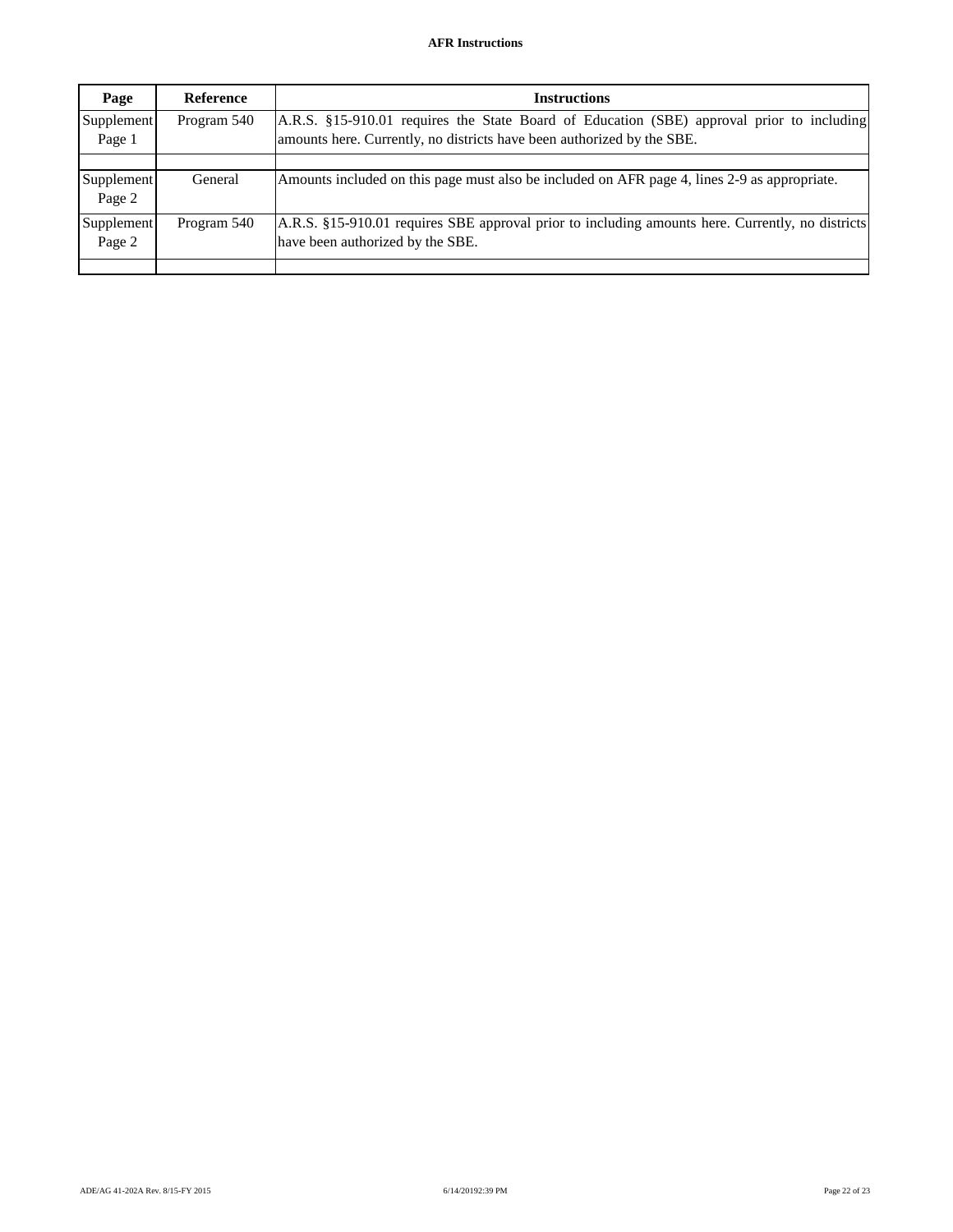| Page | Reference | Instructions |
| --- | --- | --- |
| Supplement Page 1 | Program 540 | A.R.S. §15-910.01 requires the State Board of Education (SBE) approval prior to including amounts here. Currently, no districts have been authorized by the SBE. |
| | | |
| Supplement Page 2 | General | Amounts included on this page must also be included on AFR page 4, lines 2-9 as appropriate. |
| Supplement Page 2 | Program 540 | A.R.S. §15-910.01 requires SBE approval prior to including amounts here. Currently, no districts have been authorized by the SBE. |
| | | |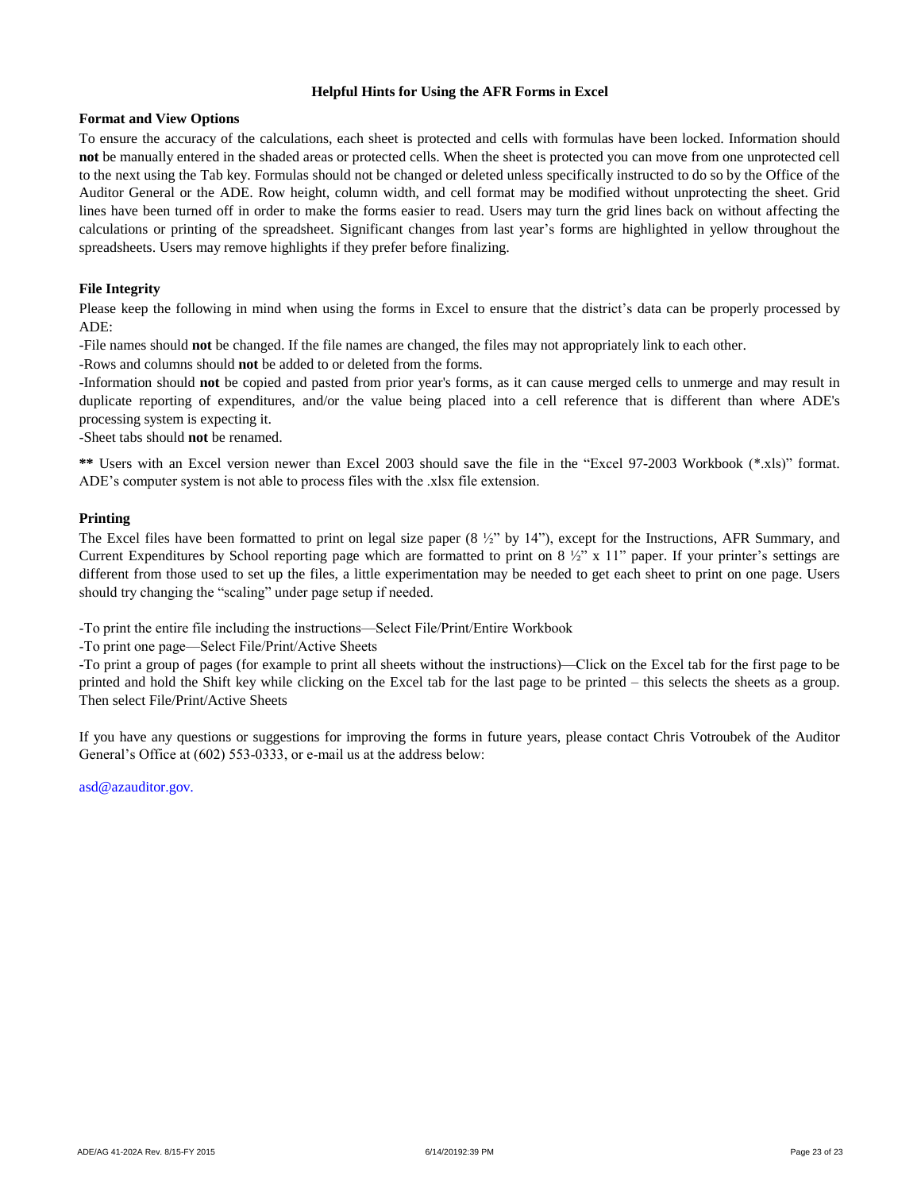# Helpful Hints for Using the AFR Forms in Excel

## Format and View Options

To ensure the accuracy of the calculations, each sheet is protected and cells with formulas have been locked. Information should **not** be manually entered in the shaded areas or protected cells. When the sheet is protected you can move from one unprotected cell to the next using the Tab key. Formulas should not be changed or deleted unless specifically instructed to do so by the Office of the Auditor General or the ADE. Row height, column width, and cell format may be modified without unprotecting the sheet. Grid lines have been turned off in order to make the forms easier to read. Users may turn the grid lines back on without affecting the calculations or printing of the spreadsheet. Significant changes from last year's forms are highlighted in yellow throughout the spreadsheets. Users may remove highlights if they prefer before finalizing.

## File Integrity

Please keep the following in mind when using the forms in Excel to ensure that the district's data can be properly processed by ADE:

-File names should **not** be changed. If the file names are changed, the files may not appropriately link to each other.

-Rows and columns should **not** be added to or deleted from the forms.

-Information should **not** be copied and pasted from prior year's forms, as it can cause merged cells to unmerge and may result in duplicate reporting of expenditures, and/or the value being placed into a cell reference that is different than where ADE's processing system is expecting it.

-Sheet tabs should **not** be renamed.

**\*\*** Users with an Excel version newer than Excel 2003 should save the file in the "Excel 97-2003 Workbook (*.xls)" format. ADE's computer system is not able to process files with the .xlsx file extension.

## Printing

The Excel files have been formatted to print on legal size paper (8 ½" by 14"), except for the Instructions, AFR Summary, and Current Expenditures by School reporting page which are formatted to print on 8 ½" x 11" paper. If your printer's settings are different from those used to set up the files, a little experimentation may be needed to get each sheet to print on one page. Users should try changing the "scaling" under page setup if needed.

-To print the entire file including the instructions—Select File/Print/Entire Workbook

-To print one page—Select File/Print/Active Sheets

-To print a group of pages (for example to print all sheets without the instructions)—Click on the Excel tab for the first page to be printed and hold the Shift key while clicking on the Excel tab for the last page to be printed – this selects the sheets as a group. Then select File/Print/Active Sheets

If you have any questions or suggestions for improving the forms in future years, please contact Chris Votroubek of the Auditor General's Office at (602) 553-0333, or e-mail us at the address below:

asd@azauditor.gov.